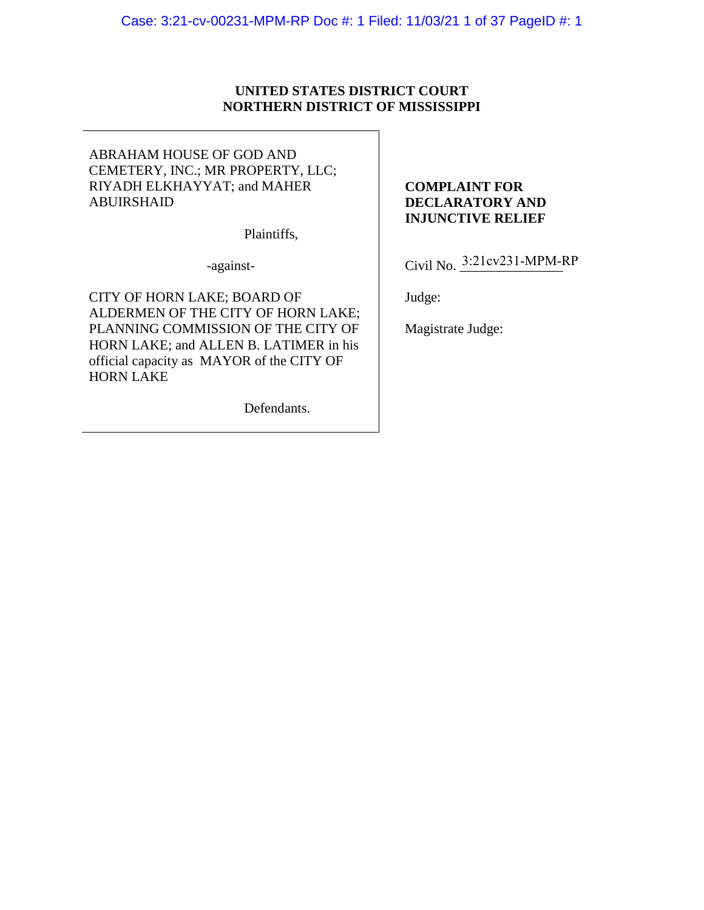**UNITED STATES DISTRICT COURT**
**NORTHERN DISTRICT OF MISSISSIPPI**

| | |
|---|---|
| ABRAHAM HOUSE OF GOD AND CEMETERY, INC.; MR PROPERTY, LLC; RIYADH ELKHAYYAT; and MAHER ABUIRSHAID<br><br>Plaintiffs,<br><br>-against-<br><br>CITY OF HORN LAKE; BOARD OF ALDERMEN OF THE CITY OF HORN LAKE; PLANNING COMMISSION OF THE CITY OF HORN LAKE; and ALLEN B. LATIMER in his official capacity as MAYOR of the CITY OF HORN LAKE<br><br>Defendants. | **COMPLAINT FOR DECLARATORY AND INJUNCTIVE RELIEF**<br><br>Civil No. 3:21cv231-MPM-RP<br><br>Judge:<br><br>Magistrate Judge: |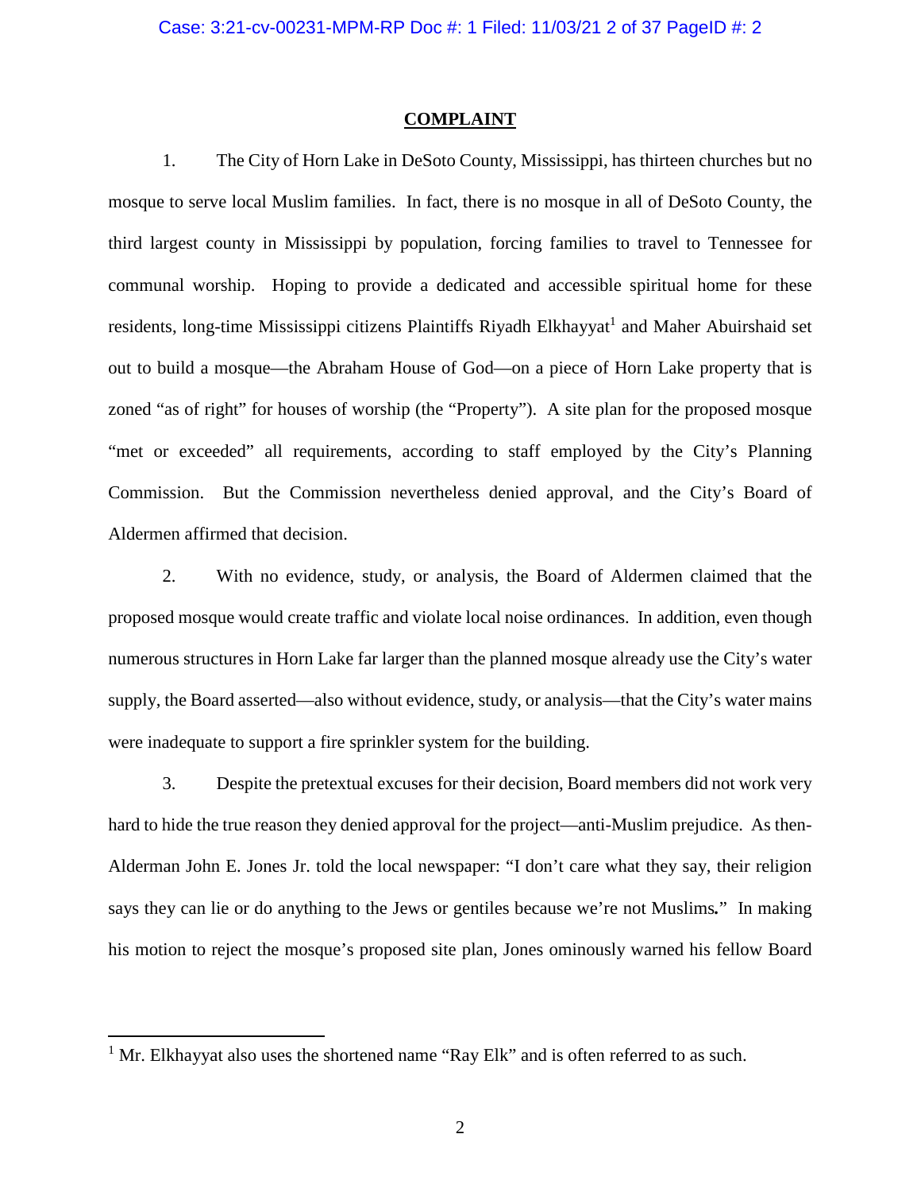## COMPLAINT

1. The City of Horn Lake in DeSoto County, Mississippi, has thirteen churches but no mosque to serve local Muslim families. In fact, there is no mosque in all of DeSoto County, the third largest county in Mississippi by population, forcing families to travel to Tennessee for communal worship. Hoping to provide a dedicated and accessible spiritual home for these residents, long-time Mississippi citizens Plaintiffs Riyadh Elkhayyat[1] and Maher Abuirshaid set out to build a mosque—the Abraham House of God—on a piece of Horn Lake property that is zoned "as of right" for houses of worship (the "Property"). A site plan for the proposed mosque "met or exceeded" all requirements, according to staff employed by the City's Planning Commission. But the Commission nevertheless denied approval, and the City's Board of Aldermen affirmed that decision.

2. With no evidence, study, or analysis, the Board of Aldermen claimed that the proposed mosque would create traffic and violate local noise ordinances. In addition, even though numerous structures in Horn Lake far larger than the planned mosque already use the City's water supply, the Board asserted—also without evidence, study, or analysis—that the City's water mains were inadequate to support a fire sprinkler system for the building.

3. Despite the pretextual excuses for their decision, Board members did not work very hard to hide the true reason they denied approval for the project—anti-Muslim prejudice. As then-Alderman John E. Jones Jr. told the local newspaper: "I don't care what they say, their religion says they can lie or do anything to the Jews or gentiles because we're not Muslims**.**" In making his motion to reject the mosque's proposed site plan, Jones ominously warned his fellow Board

[1] Mr. Elkhayyat also uses the shortened name "Ray Elk" and is often referred to as such.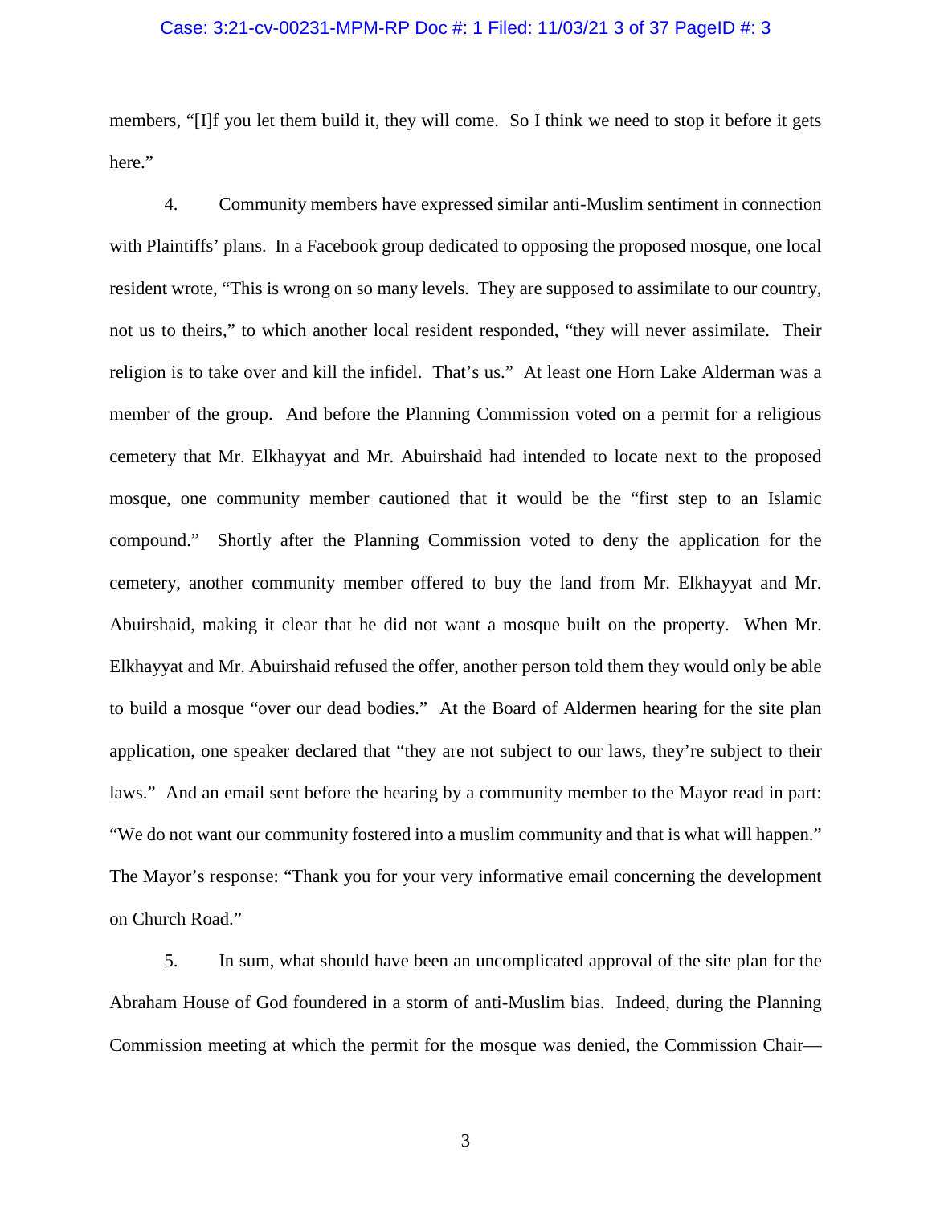members, "[I]f you let them build it, they will come. So I think we need to stop it before it gets here."

4. Community members have expressed similar anti-Muslim sentiment in connection with Plaintiffs' plans. In a Facebook group dedicated to opposing the proposed mosque, one local resident wrote, "This is wrong on so many levels. They are supposed to assimilate to our country, not us to theirs," to which another local resident responded, "they will never assimilate. Their religion is to take over and kill the infidel. That's us." At least one Horn Lake Alderman was a member of the group. And before the Planning Commission voted on a permit for a religious cemetery that Mr. Elkhayyat and Mr. Abuirshaid had intended to locate next to the proposed mosque, one community member cautioned that it would be the "first step to an Islamic compound." Shortly after the Planning Commission voted to deny the application for the cemetery, another community member offered to buy the land from Mr. Elkhayyat and Mr. Abuirshaid, making it clear that he did not want a mosque built on the property. When Mr. Elkhayyat and Mr. Abuirshaid refused the offer, another person told them they would only be able to build a mosque "over our dead bodies." At the Board of Aldermen hearing for the site plan application, one speaker declared that "they are not subject to our laws, they're subject to their laws." And an email sent before the hearing by a community member to the Mayor read in part: "We do not want our community fostered into a muslim community and that is what will happen." The Mayor's response: "Thank you for your very informative email concerning the development on Church Road."

5. In sum, what should have been an uncomplicated approval of the site plan for the Abraham House of God foundered in a storm of anti-Muslim bias. Indeed, during the Planning Commission meeting at which the permit for the mosque was denied, the Commission Chair—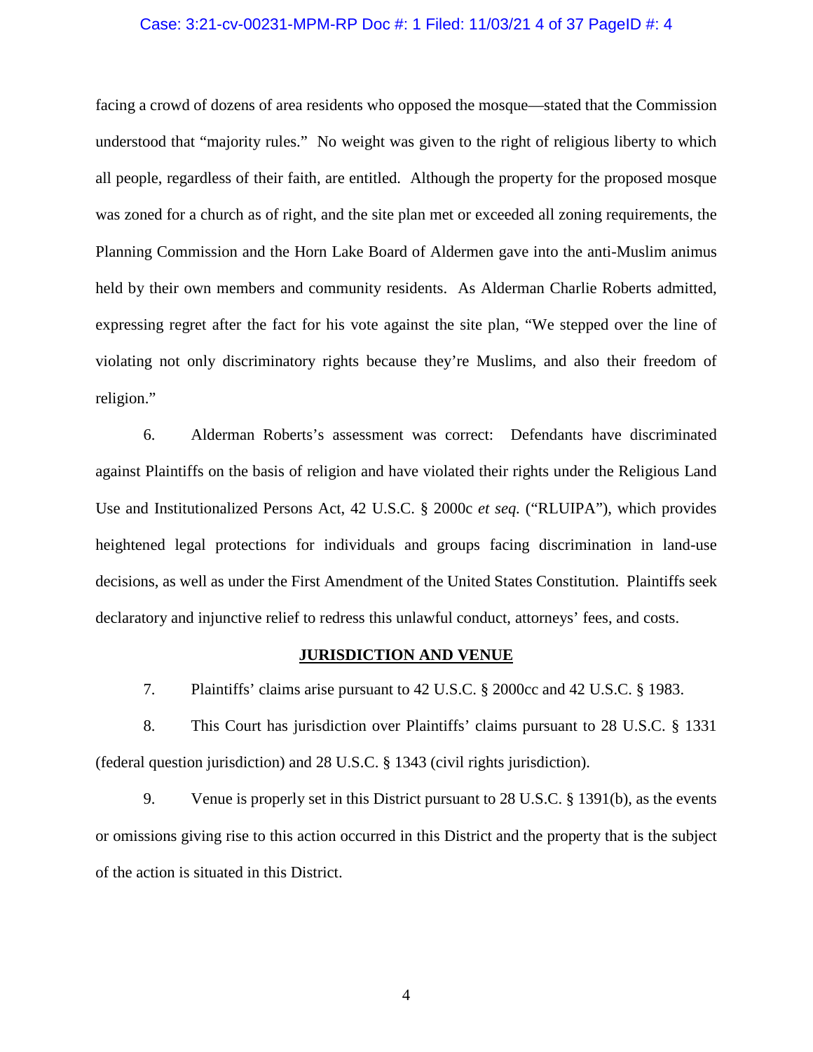facing a crowd of dozens of area residents who opposed the mosque—stated that the Commission understood that "majority rules." No weight was given to the right of religious liberty to which all people, regardless of their faith, are entitled. Although the property for the proposed mosque was zoned for a church as of right, and the site plan met or exceeded all zoning requirements, the Planning Commission and the Horn Lake Board of Aldermen gave into the anti-Muslim animus held by their own members and community residents. As Alderman Charlie Roberts admitted, expressing regret after the fact for his vote against the site plan, "We stepped over the line of violating not only discriminatory rights because they're Muslims, and also their freedom of religion."

6. Alderman Roberts's assessment was correct: Defendants have discriminated against Plaintiffs on the basis of religion and have violated their rights under the Religious Land Use and Institutionalized Persons Act, 42 U.S.C. § 2000c *et seq.* ("RLUIPA"), which provides heightened legal protections for individuals and groups facing discrimination in land-use decisions, as well as under the First Amendment of the United States Constitution. Plaintiffs seek declaratory and injunctive relief to redress this unlawful conduct, attorneys' fees, and costs.

## JURISDICTION AND VENUE

7. Plaintiffs' claims arise pursuant to 42 U.S.C. § 2000cc and 42 U.S.C. § 1983.

8. This Court has jurisdiction over Plaintiffs' claims pursuant to 28 U.S.C. § 1331 (federal question jurisdiction) and 28 U.S.C. § 1343 (civil rights jurisdiction).

9. Venue is properly set in this District pursuant to 28 U.S.C. § 1391(b), as the events or omissions giving rise to this action occurred in this District and the property that is the subject of the action is situated in this District.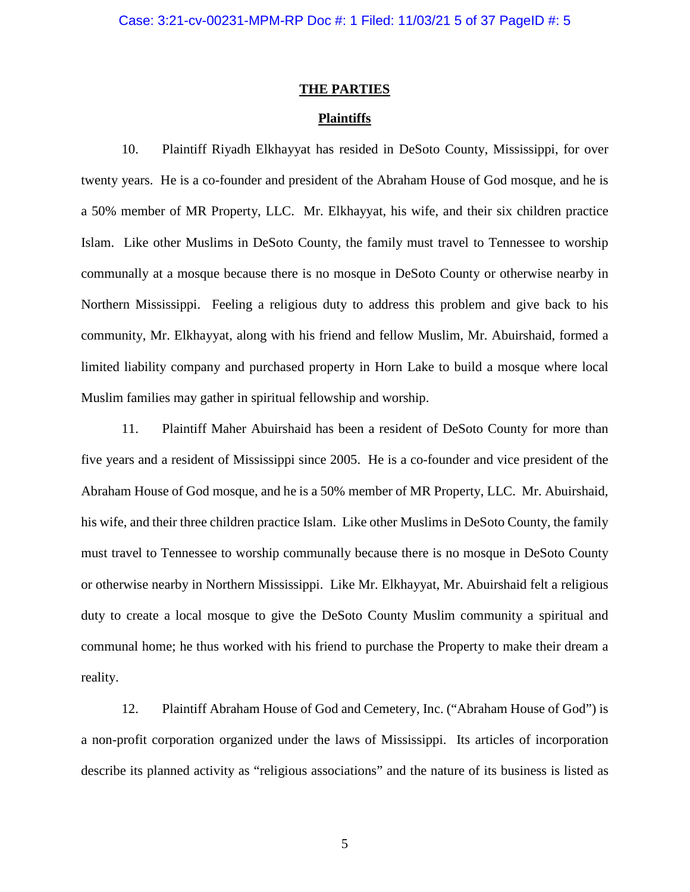## THE PARTIES

### Plaintiffs

10. Plaintiff Riyadh Elkhayyat has resided in DeSoto County, Mississippi, for over twenty years. He is a co-founder and president of the Abraham House of God mosque, and he is a 50% member of MR Property, LLC. Mr. Elkhayyat, his wife, and their six children practice Islam. Like other Muslims in DeSoto County, the family must travel to Tennessee to worship communally at a mosque because there is no mosque in DeSoto County or otherwise nearby in Northern Mississippi. Feeling a religious duty to address this problem and give back to his community, Mr. Elkhayyat, along with his friend and fellow Muslim, Mr. Abuirshaid, formed a limited liability company and purchased property in Horn Lake to build a mosque where local Muslim families may gather in spiritual fellowship and worship.

11. Plaintiff Maher Abuirshaid has been a resident of DeSoto County for more than five years and a resident of Mississippi since 2005. He is a co-founder and vice president of the Abraham House of God mosque, and he is a 50% member of MR Property, LLC. Mr. Abuirshaid, his wife, and their three children practice Islam. Like other Muslims in DeSoto County, the family must travel to Tennessee to worship communally because there is no mosque in DeSoto County or otherwise nearby in Northern Mississippi. Like Mr. Elkhayyat, Mr. Abuirshaid felt a religious duty to create a local mosque to give the DeSoto County Muslim community a spiritual and communal home; he thus worked with his friend to purchase the Property to make their dream a reality.

12. Plaintiff Abraham House of God and Cemetery, Inc. ("Abraham House of God") is a non-profit corporation organized under the laws of Mississippi. Its articles of incorporation describe its planned activity as "religious associations" and the nature of its business is listed as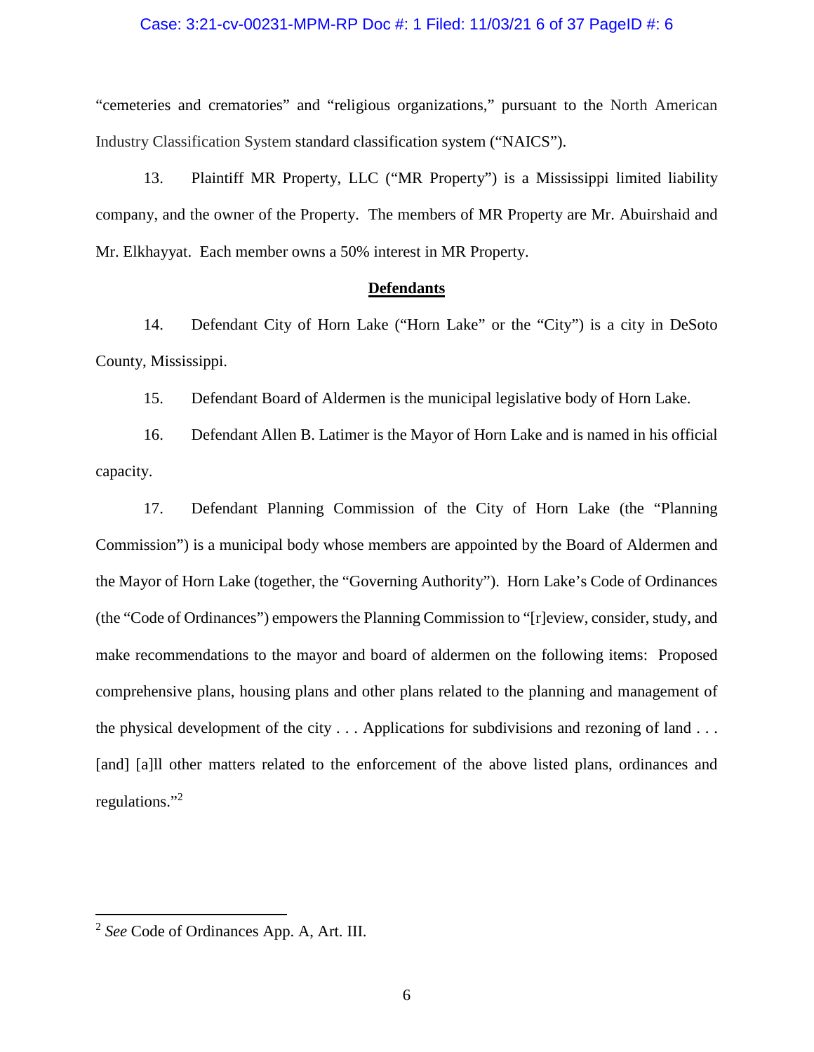"cemeteries and crematories" and "religious organizations," pursuant to the North American Industry Classification System standard classification system ("NAICS").

13. Plaintiff MR Property, LLC ("MR Property") is a Mississippi limited liability company, and the owner of the Property. The members of MR Property are Mr. Abuirshaid and Mr. Elkhayyat. Each member owns a 50% interest in MR Property.

**Defendants**

14. Defendant City of Horn Lake ("Horn Lake" or the "City") is a city in DeSoto County, Mississippi.

15. Defendant Board of Aldermen is the municipal legislative body of Horn Lake.

16. Defendant Allen B. Latimer is the Mayor of Horn Lake and is named in his official capacity.

17. Defendant Planning Commission of the City of Horn Lake (the "Planning Commission") is a municipal body whose members are appointed by the Board of Aldermen and the Mayor of Horn Lake (together, the "Governing Authority"). Horn Lake's Code of Ordinances (the "Code of Ordinances") empowers the Planning Commission to "[r]eview, consider, study, and make recommendations to the mayor and board of aldermen on the following items: Proposed comprehensive plans, housing plans and other plans related to the planning and management of the physical development of the city . . . Applications for subdivisions and rezoning of land . . . [and] [a]ll other matters related to the enforcement of the above listed plans, ordinances and regulations."[2]

---

[2] *See* Code of Ordinances App. A, Art. III.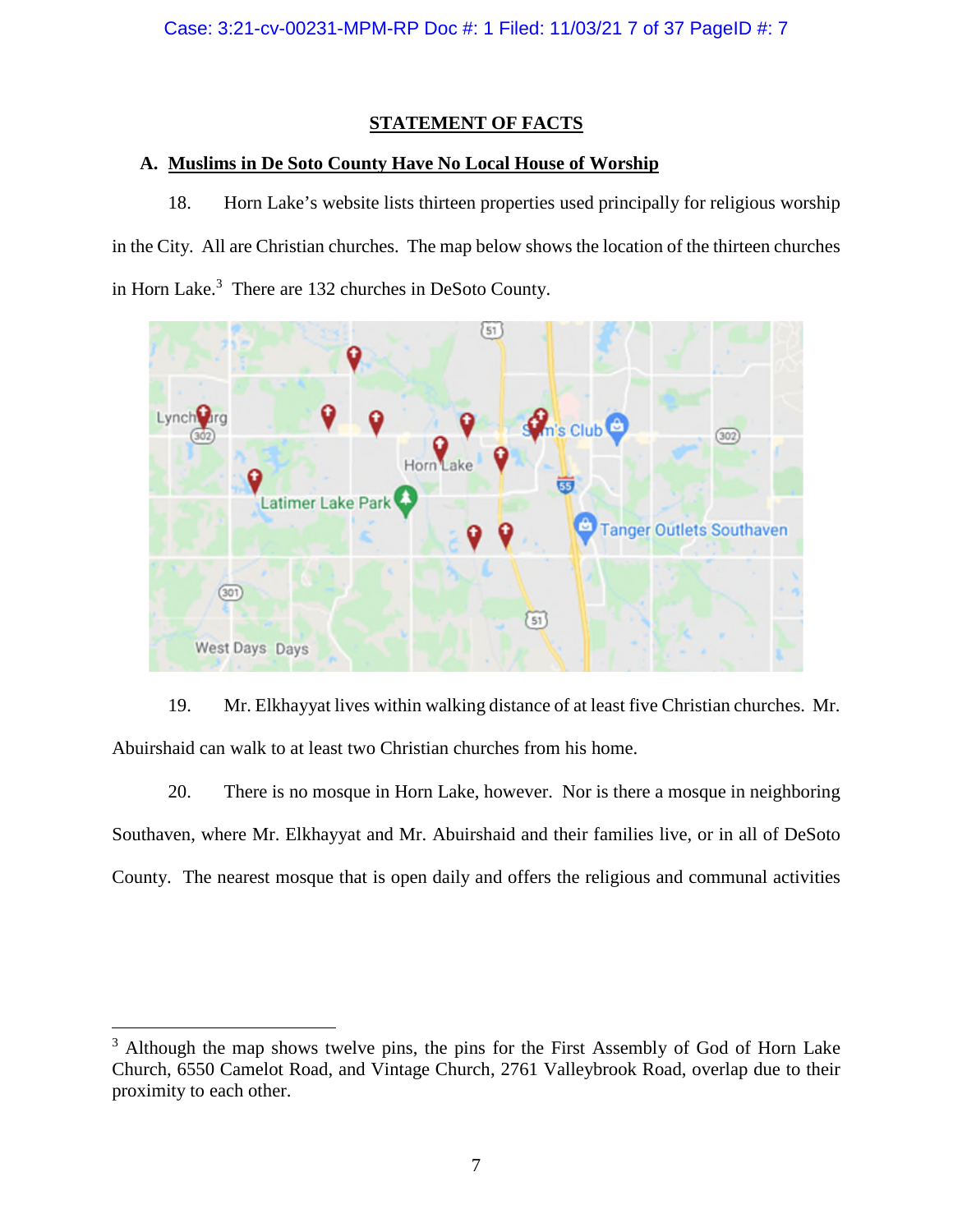## STATEMENT OF FACTS

### A. Muslims in De Soto County Have No Local House of Worship

18. Horn Lake's website lists thirteen properties used principally for religious worship in the City. All are Christian churches. The map below shows the location of the thirteen churches in Horn Lake.[3] There are 132 churches in DeSoto County.

19. Mr. Elkhayyat lives within walking distance of at least five Christian churches. Mr. Abuirshaid can walk to at least two Christian churches from his home.

20. There is no mosque in Horn Lake, however. Nor is there a mosque in neighboring Southaven, where Mr. Elkhayyat and Mr. Abuirshaid and their families live, or in all of DeSoto County. The nearest mosque that is open daily and offers the religious and communal activities

---

[3] Although the map shows twelve pins, the pins for the First Assembly of God of Horn Lake Church, 6550 Camelot Road, and Vintage Church, 2761 Valleybrook Road, overlap due to their proximity to each other.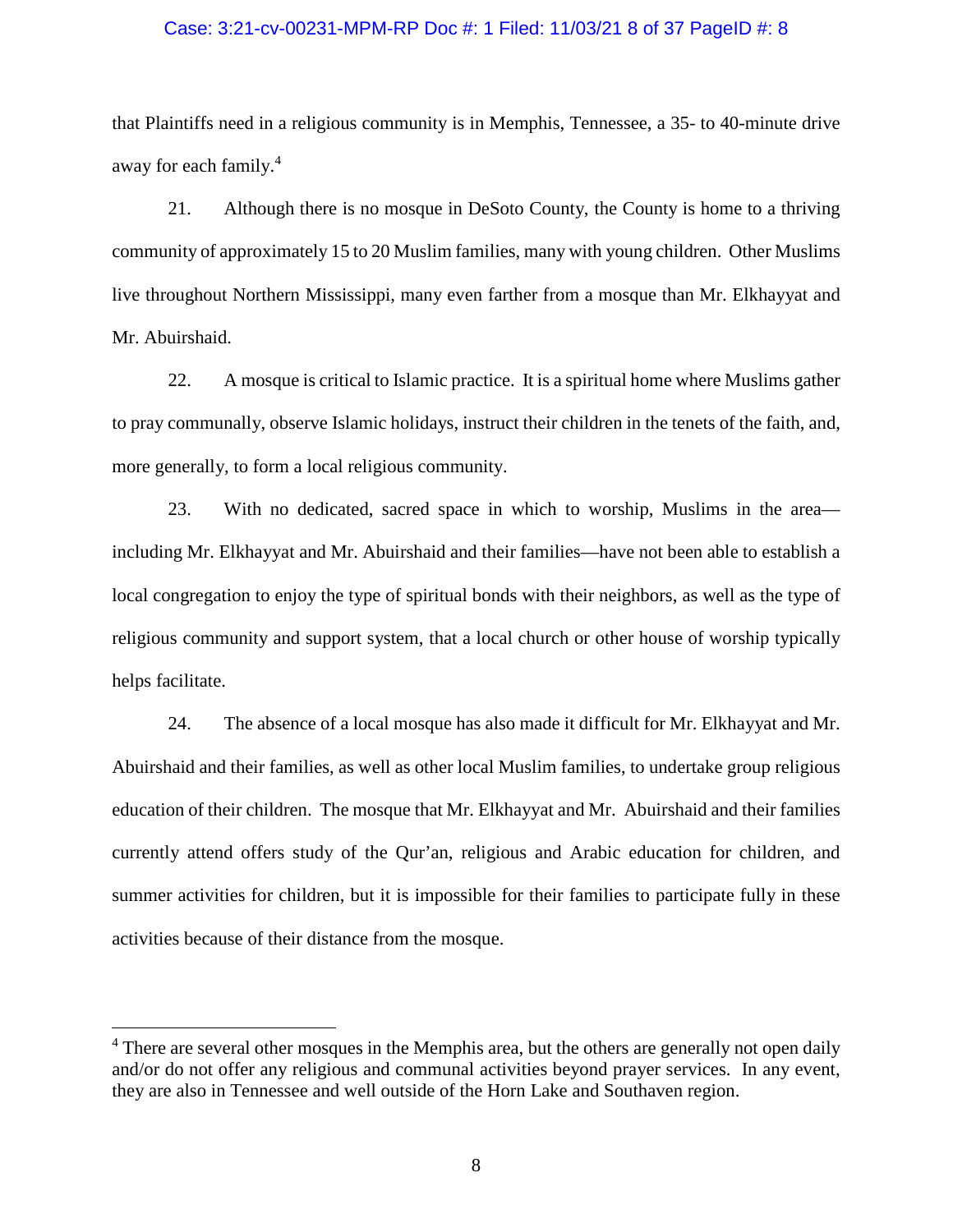that Plaintiffs need in a religious community is in Memphis, Tennessee, a 35- to 40-minute drive away for each family.[4]

21. Although there is no mosque in DeSoto County, the County is home to a thriving community of approximately 15 to 20 Muslim families, many with young children. Other Muslims live throughout Northern Mississippi, many even farther from a mosque than Mr. Elkhayyat and Mr. Abuirshaid.

22. A mosque is critical to Islamic practice. It is a spiritual home where Muslims gather to pray communally, observe Islamic holidays, instruct their children in the tenets of the faith, and, more generally, to form a local religious community.

23. With no dedicated, sacred space in which to worship, Muslims in the area—including Mr. Elkhayyat and Mr. Abuirshaid and their families—have not been able to establish a local congregation to enjoy the type of spiritual bonds with their neighbors, as well as the type of religious community and support system, that a local church or other house of worship typically helps facilitate.

24. The absence of a local mosque has also made it difficult for Mr. Elkhayyat and Mr. Abuirshaid and their families, as well as other local Muslim families, to undertake group religious education of their children. The mosque that Mr. Elkhayyat and Mr. Abuirshaid and their families currently attend offers study of the Qur'an, religious and Arabic education for children, and summer activities for children, but it is impossible for their families to participate fully in these activities because of their distance from the mosque.

---

[4] There are several other mosques in the Memphis area, but the others are generally not open daily and/or do not offer any religious and communal activities beyond prayer services. In any event, they are also in Tennessee and well outside of the Horn Lake and Southaven region.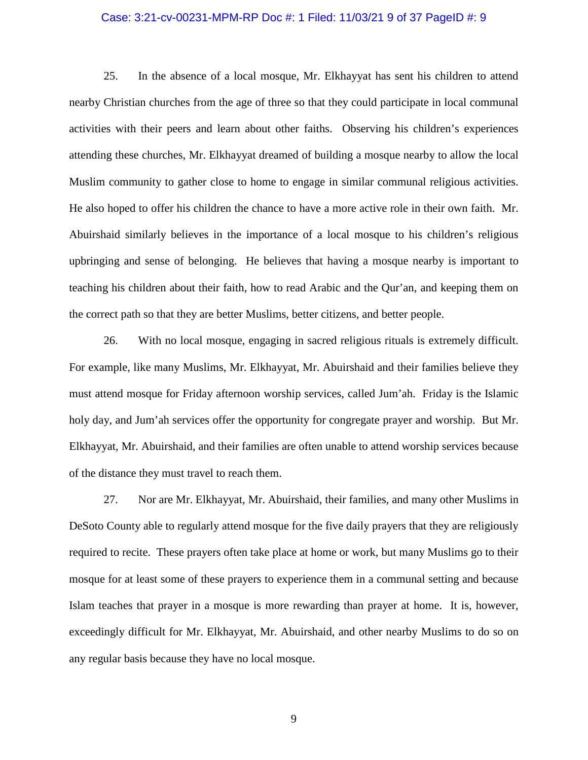25. In the absence of a local mosque, Mr. Elkhayyat has sent his children to attend nearby Christian churches from the age of three so that they could participate in local communal activities with their peers and learn about other faiths. Observing his children's experiences attending these churches, Mr. Elkhayyat dreamed of building a mosque nearby to allow the local Muslim community to gather close to home to engage in similar communal religious activities. He also hoped to offer his children the chance to have a more active role in their own faith. Mr. Abuirshaid similarly believes in the importance of a local mosque to his children's religious upbringing and sense of belonging. He believes that having a mosque nearby is important to teaching his children about their faith, how to read Arabic and the Qur'an, and keeping them on the correct path so that they are better Muslims, better citizens, and better people.

26. With no local mosque, engaging in sacred religious rituals is extremely difficult. For example, like many Muslims, Mr. Elkhayyat, Mr. Abuirshaid and their families believe they must attend mosque for Friday afternoon worship services, called Jum'ah. Friday is the Islamic holy day, and Jum'ah services offer the opportunity for congregate prayer and worship. But Mr. Elkhayyat, Mr. Abuirshaid, and their families are often unable to attend worship services because of the distance they must travel to reach them.

27. Nor are Mr. Elkhayyat, Mr. Abuirshaid, their families, and many other Muslims in DeSoto County able to regularly attend mosque for the five daily prayers that they are religiously required to recite. These prayers often take place at home or work, but many Muslims go to their mosque for at least some of these prayers to experience them in a communal setting and because Islam teaches that prayer in a mosque is more rewarding than prayer at home. It is, however, exceedingly difficult for Mr. Elkhayyat, Mr. Abuirshaid, and other nearby Muslims to do so on any regular basis because they have no local mosque.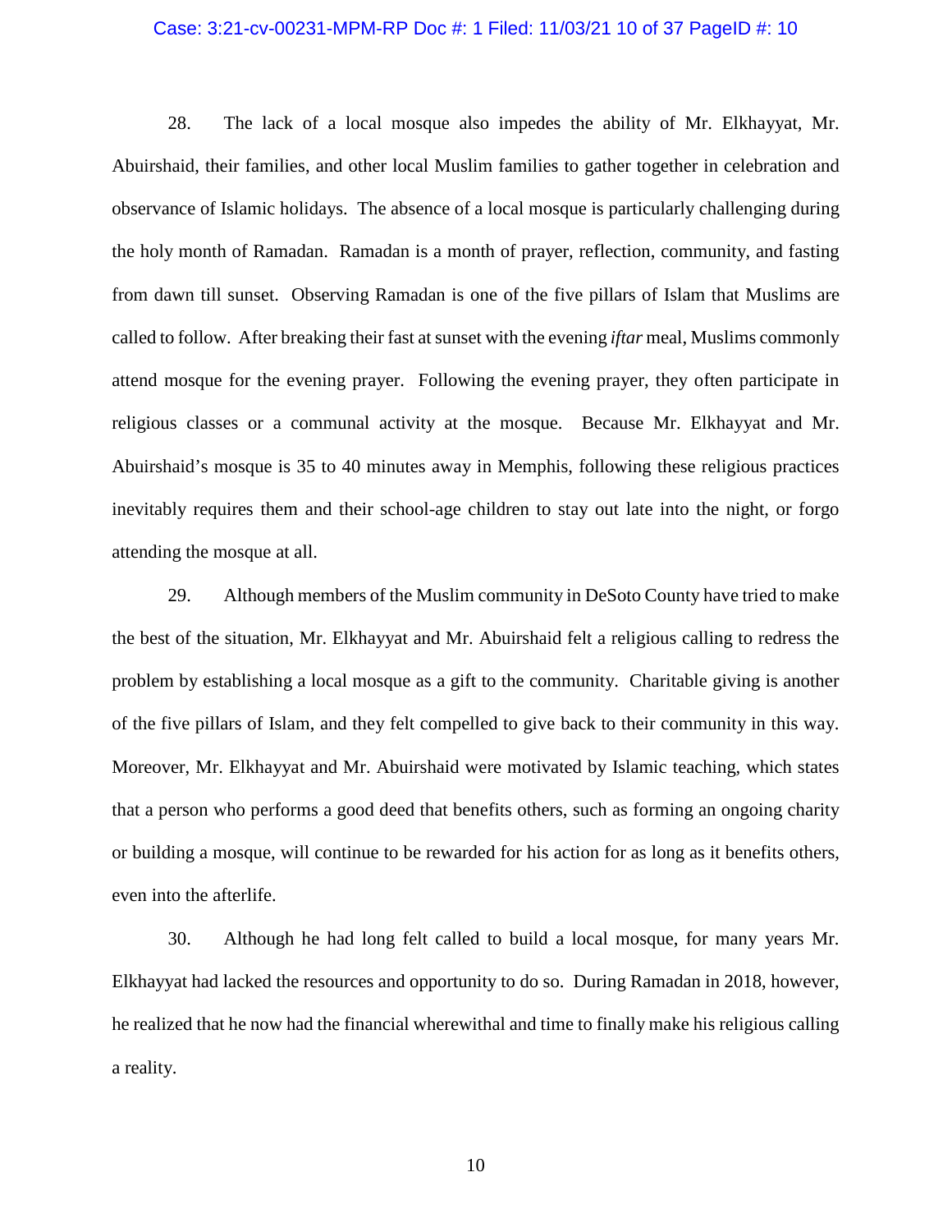28. The lack of a local mosque also impedes the ability of Mr. Elkhayyat, Mr. Abuirshaid, their families, and other local Muslim families to gather together in celebration and observance of Islamic holidays. The absence of a local mosque is particularly challenging during the holy month of Ramadan. Ramadan is a month of prayer, reflection, community, and fasting from dawn till sunset. Observing Ramadan is one of the five pillars of Islam that Muslims are called to follow. After breaking their fast at sunset with the evening *iftar* meal, Muslims commonly attend mosque for the evening prayer. Following the evening prayer, they often participate in religious classes or a communal activity at the mosque. Because Mr. Elkhayyat and Mr. Abuirshaid's mosque is 35 to 40 minutes away in Memphis, following these religious practices inevitably requires them and their school-age children to stay out late into the night, or forgo attending the mosque at all.

29. Although members of the Muslim community in DeSoto County have tried to make the best of the situation, Mr. Elkhayyat and Mr. Abuirshaid felt a religious calling to redress the problem by establishing a local mosque as a gift to the community. Charitable giving is another of the five pillars of Islam, and they felt compelled to give back to their community in this way. Moreover, Mr. Elkhayyat and Mr. Abuirshaid were motivated by Islamic teaching, which states that a person who performs a good deed that benefits others, such as forming an ongoing charity or building a mosque, will continue to be rewarded for his action for as long as it benefits others, even into the afterlife.

30. Although he had long felt called to build a local mosque, for many years Mr. Elkhayyat had lacked the resources and opportunity to do so. During Ramadan in 2018, however, he realized that he now had the financial wherewithal and time to finally make his religious calling a reality.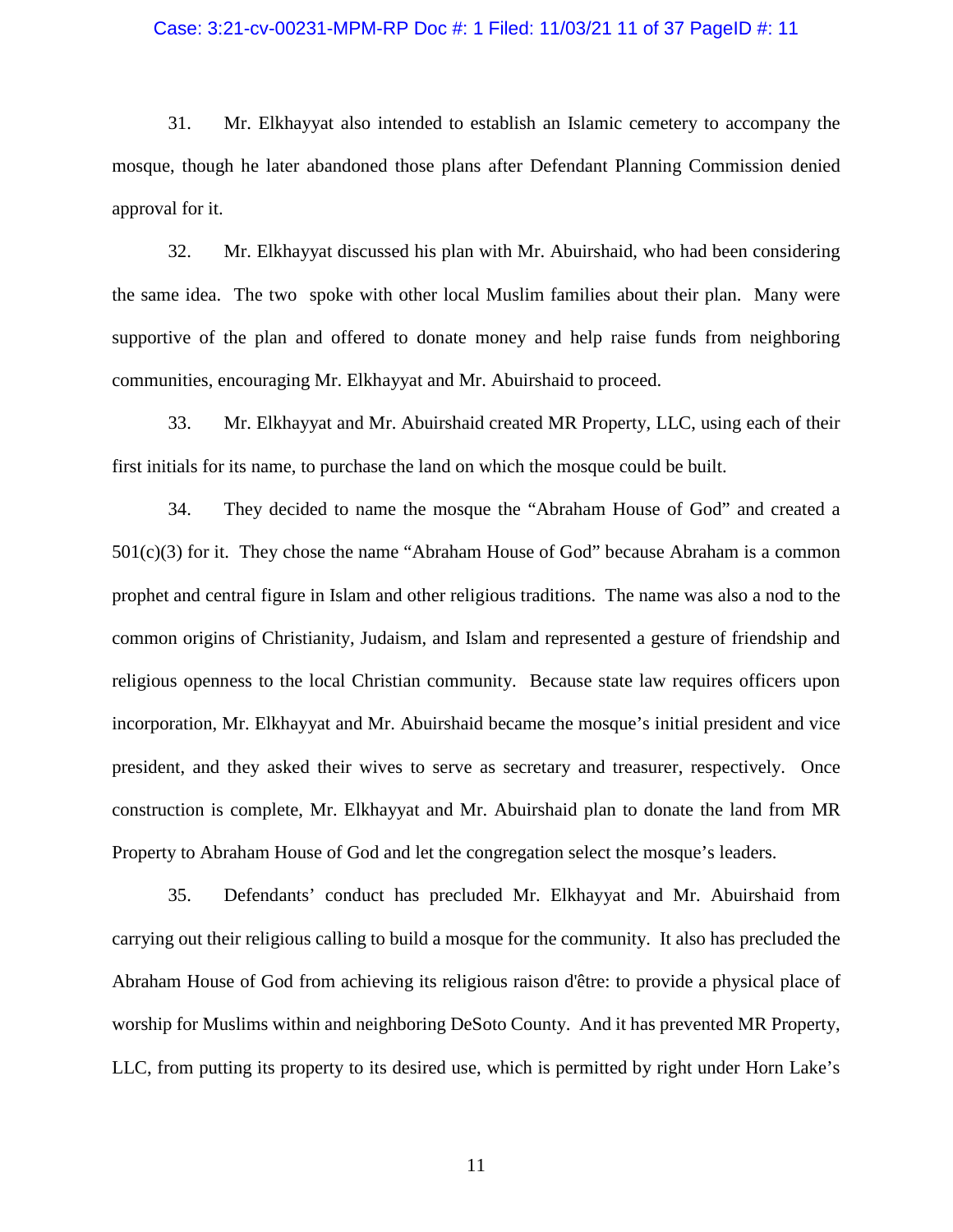31. Mr. Elkhayyat also intended to establish an Islamic cemetery to accompany the mosque, though he later abandoned those plans after Defendant Planning Commission denied approval for it.

32. Mr. Elkhayyat discussed his plan with Mr. Abuirshaid, who had been considering the same idea. The two spoke with other local Muslim families about their plan. Many were supportive of the plan and offered to donate money and help raise funds from neighboring communities, encouraging Mr. Elkhayyat and Mr. Abuirshaid to proceed.

33. Mr. Elkhayyat and Mr. Abuirshaid created MR Property, LLC, using each of their first initials for its name, to purchase the land on which the mosque could be built.

34. They decided to name the mosque the "Abraham House of God" and created a 501(c)(3) for it. They chose the name "Abraham House of God" because Abraham is a common prophet and central figure in Islam and other religious traditions. The name was also a nod to the common origins of Christianity, Judaism, and Islam and represented a gesture of friendship and religious openness to the local Christian community. Because state law requires officers upon incorporation, Mr. Elkhayyat and Mr. Abuirshaid became the mosque's initial president and vice president, and they asked their wives to serve as secretary and treasurer, respectively. Once construction is complete, Mr. Elkhayyat and Mr. Abuirshaid plan to donate the land from MR Property to Abraham House of God and let the congregation select the mosque's leaders.

35. Defendants' conduct has precluded Mr. Elkhayyat and Mr. Abuirshaid from carrying out their religious calling to build a mosque for the community. It also has precluded the Abraham House of God from achieving its religious raison d'être: to provide a physical place of worship for Muslims within and neighboring DeSoto County. And it has prevented MR Property, LLC, from putting its property to its desired use, which is permitted by right under Horn Lake's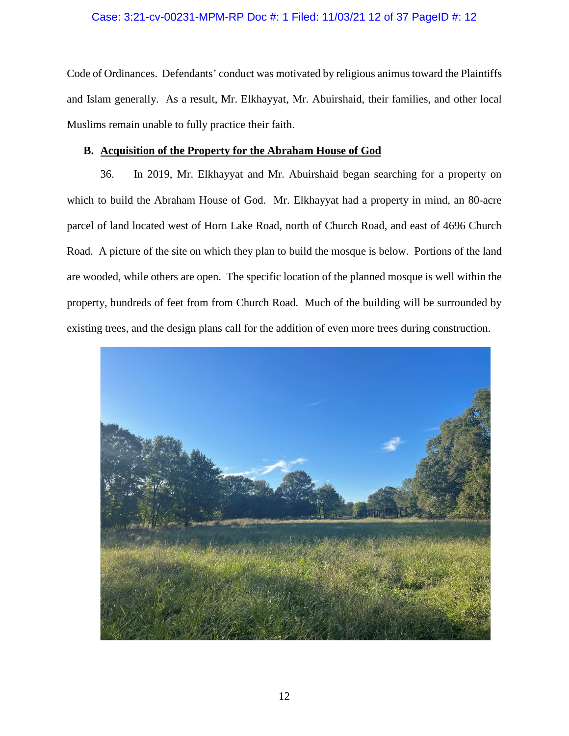Code of Ordinances. Defendants' conduct was motivated by religious animus toward the Plaintiffs and Islam generally. As a result, Mr. Elkhayyat, Mr. Abuirshaid, their families, and other local Muslims remain unable to fully practice their faith.

**B. Acquisition of the Property for the Abraham House of God**

36. In 2019, Mr. Elkhayyat and Mr. Abuirshaid began searching for a property on which to build the Abraham House of God. Mr. Elkhayyat had a property in mind, an 80-acre parcel of land located west of Horn Lake Road, north of Church Road, and east of 4696 Church Road. A picture of the site on which they plan to build the mosque is below. Portions of the land are wooded, while others are open. The specific location of the planned mosque is well within the property, hundreds of feet from from Church Road. Much of the building will be surrounded by existing trees, and the design plans call for the addition of even more trees during construction.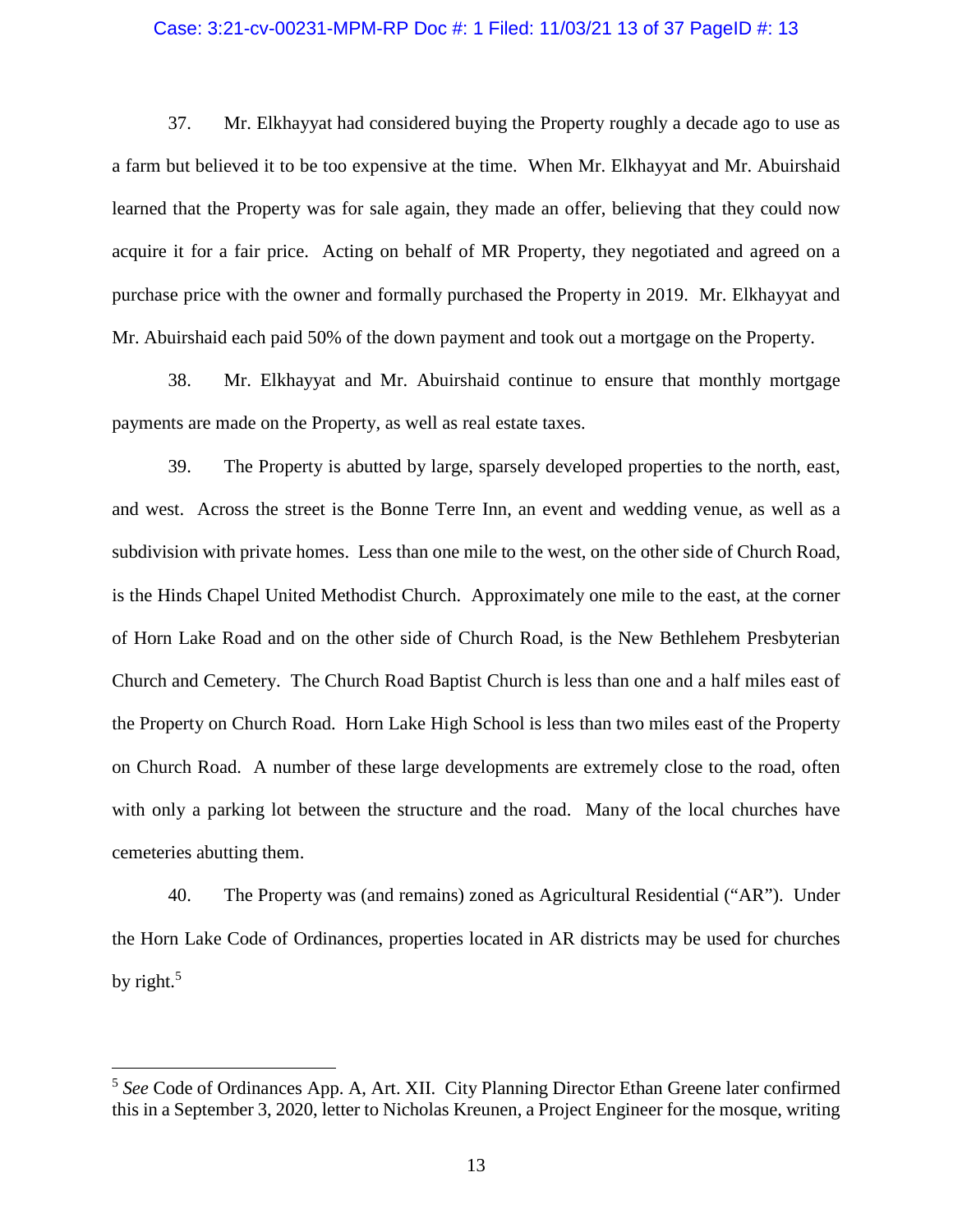37. Mr. Elkhayyat had considered buying the Property roughly a decade ago to use as a farm but believed it to be too expensive at the time. When Mr. Elkhayyat and Mr. Abuirshaid learned that the Property was for sale again, they made an offer, believing that they could now acquire it for a fair price. Acting on behalf of MR Property, they negotiated and agreed on a purchase price with the owner and formally purchased the Property in 2019. Mr. Elkhayyat and Mr. Abuirshaid each paid 50% of the down payment and took out a mortgage on the Property.

38. Mr. Elkhayyat and Mr. Abuirshaid continue to ensure that monthly mortgage payments are made on the Property, as well as real estate taxes.

39. The Property is abutted by large, sparsely developed properties to the north, east, and west. Across the street is the Bonne Terre Inn, an event and wedding venue, as well as a subdivision with private homes. Less than one mile to the west, on the other side of Church Road, is the Hinds Chapel United Methodist Church. Approximately one mile to the east, at the corner of Horn Lake Road and on the other side of Church Road, is the New Bethlehem Presbyterian Church and Cemetery. The Church Road Baptist Church is less than one and a half miles east of the Property on Church Road. Horn Lake High School is less than two miles east of the Property on Church Road. A number of these large developments are extremely close to the road, often with only a parking lot between the structure and the road. Many of the local churches have cemeteries abutting them.

40. The Property was (and remains) zoned as Agricultural Residential ("AR"). Under the Horn Lake Code of Ordinances, properties located in AR districts may be used for churches by right.[5]

---

[5] *See* Code of Ordinances App. A, Art. XII. City Planning Director Ethan Greene later confirmed this in a September 3, 2020, letter to Nicholas Kreunen, a Project Engineer for the mosque, writing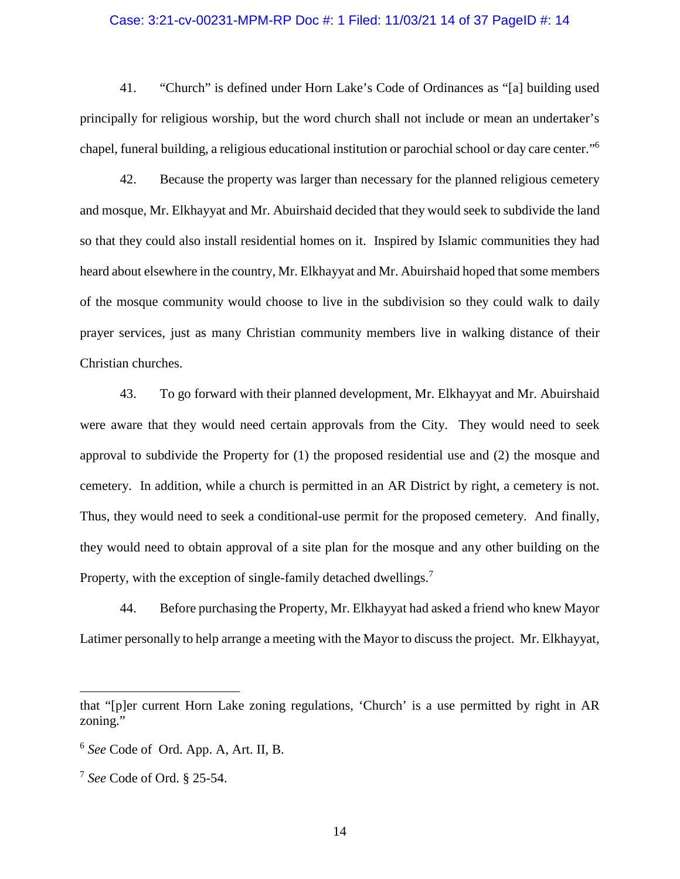41. "Church" is defined under Horn Lake's Code of Ordinances as "[a] building used principally for religious worship, but the word church shall not include or mean an undertaker's chapel, funeral building, a religious educational institution or parochial school or day care center."[6]

42. Because the property was larger than necessary for the planned religious cemetery and mosque, Mr. Elkhayyat and Mr. Abuirshaid decided that they would seek to subdivide the land so that they could also install residential homes on it. Inspired by Islamic communities they had heard about elsewhere in the country, Mr. Elkhayyat and Mr. Abuirshaid hoped that some members of the mosque community would choose to live in the subdivision so they could walk to daily prayer services, just as many Christian community members live in walking distance of their Christian churches.

43. To go forward with their planned development, Mr. Elkhayyat and Mr. Abuirshaid were aware that they would need certain approvals from the City. They would need to seek approval to subdivide the Property for (1) the proposed residential use and (2) the mosque and cemetery. In addition, while a church is permitted in an AR District by right, a cemetery is not. Thus, they would need to seek a conditional-use permit for the proposed cemetery. And finally, they would need to obtain approval of a site plan for the mosque and any other building on the Property, with the exception of single-family detached dwellings.[7]

44. Before purchasing the Property, Mr. Elkhayyat had asked a friend who knew Mayor Latimer personally to help arrange a meeting with the Mayor to discuss the project. Mr. Elkhayyat,

---

that "[p]er current Horn Lake zoning regulations, 'Church' is a use permitted by right in AR zoning."

[6] *See* Code of Ord. App. A, Art. II, B.

[7] *See* Code of Ord. § 25-54.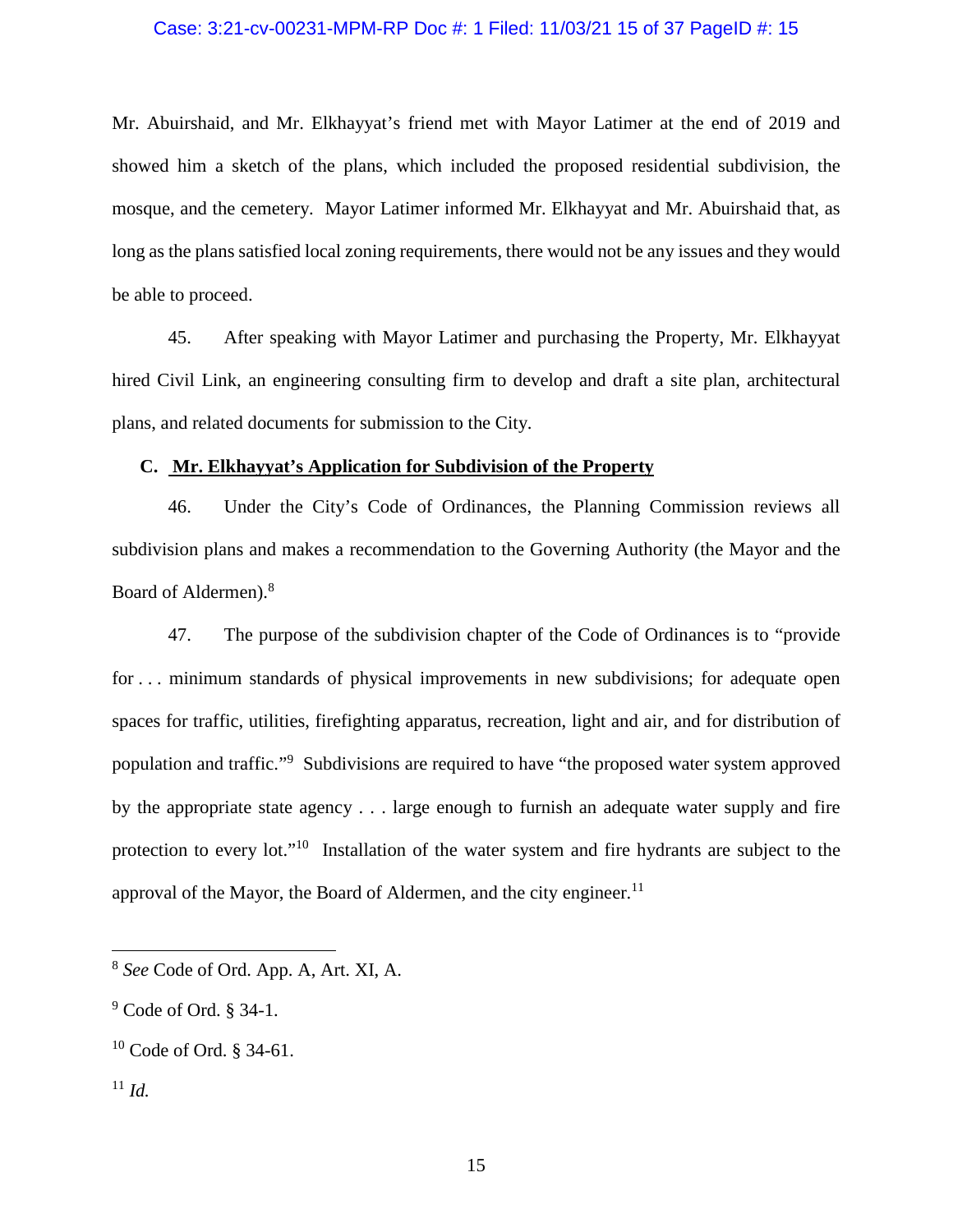Mr. Abuirshaid, and Mr. Elkhayyat's friend met with Mayor Latimer at the end of 2019 and showed him a sketch of the plans, which included the proposed residential subdivision, the mosque, and the cemetery. Mayor Latimer informed Mr. Elkhayyat and Mr. Abuirshaid that, as long as the plans satisfied local zoning requirements, there would not be any issues and they would be able to proceed.

45. After speaking with Mayor Latimer and purchasing the Property, Mr. Elkhayyat hired Civil Link, an engineering consulting firm to develop and draft a site plan, architectural plans, and related documents for submission to the City.

### C. Mr. Elkhayyat's Application for Subdivision of the Property

46. Under the City's Code of Ordinances, the Planning Commission reviews all subdivision plans and makes a recommendation to the Governing Authority (the Mayor and the Board of Aldermen).[8]

47. The purpose of the subdivision chapter of the Code of Ordinances is to "provide for . . . minimum standards of physical improvements in new subdivisions; for adequate open spaces for traffic, utilities, firefighting apparatus, recreation, light and air, and for distribution of population and traffic."[9] Subdivisions are required to have "the proposed water system approved by the appropriate state agency . . . large enough to furnish an adequate water supply and fire protection to every lot."[10] Installation of the water system and fire hydrants are subject to the approval of the Mayor, the Board of Aldermen, and the city engineer.[11]

---

[8] *See* Code of Ord. App. A, Art. XI, A.

[9] Code of Ord. § 34-1.

[10] Code of Ord. § 34-61.

[11] *Id.*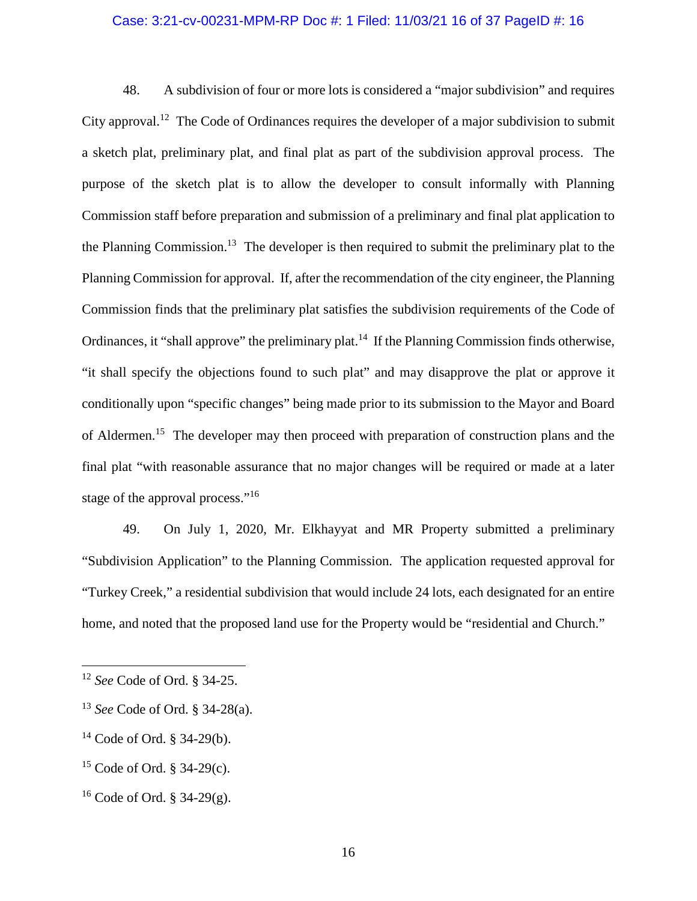48. A subdivision of four or more lots is considered a "major subdivision" and requires City approval.[12] The Code of Ordinances requires the developer of a major subdivision to submit a sketch plat, preliminary plat, and final plat as part of the subdivision approval process. The purpose of the sketch plat is to allow the developer to consult informally with Planning Commission staff before preparation and submission of a preliminary and final plat application to the Planning Commission.[13] The developer is then required to submit the preliminary plat to the Planning Commission for approval. If, after the recommendation of the city engineer, the Planning Commission finds that the preliminary plat satisfies the subdivision requirements of the Code of Ordinances, it "shall approve" the preliminary plat.[14] If the Planning Commission finds otherwise, "it shall specify the objections found to such plat" and may disapprove the plat or approve it conditionally upon "specific changes" being made prior to its submission to the Mayor and Board of Aldermen.[15] The developer may then proceed with preparation of construction plans and the final plat "with reasonable assurance that no major changes will be required or made at a later stage of the approval process."[16]

49. On July 1, 2020, Mr. Elkhayyat and MR Property submitted a preliminary "Subdivision Application" to the Planning Commission. The application requested approval for "Turkey Creek," a residential subdivision that would include 24 lots, each designated for an entire home, and noted that the proposed land use for the Property would be "residential and Church."

---

[12] *See* Code of Ord. § 34-25.

[13] *See* Code of Ord. § 34-28(a).

[14] Code of Ord. § 34-29(b).

[15] Code of Ord. § 34-29(c).

[16] Code of Ord. § 34-29(g).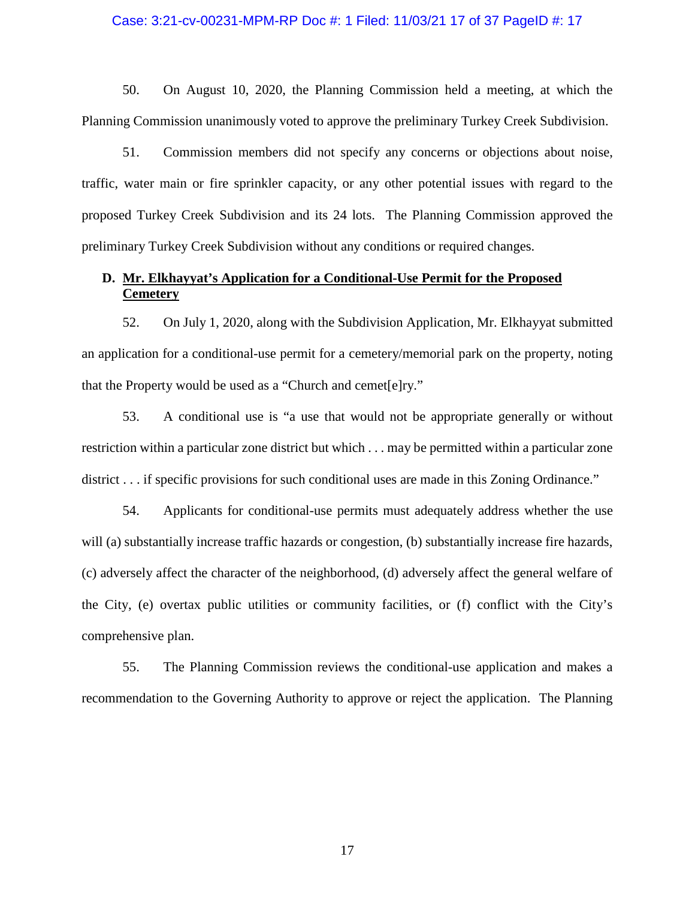50. On August 10, 2020, the Planning Commission held a meeting, at which the Planning Commission unanimously voted to approve the preliminary Turkey Creek Subdivision.

51. Commission members did not specify any concerns or objections about noise, traffic, water main or fire sprinkler capacity, or any other potential issues with regard to the proposed Turkey Creek Subdivision and its 24 lots. The Planning Commission approved the preliminary Turkey Creek Subdivision without any conditions or required changes.

### D. Mr. Elkhayyat's Application for a Conditional-Use Permit for the Proposed Cemetery

52. On July 1, 2020, along with the Subdivision Application, Mr. Elkhayyat submitted an application for a conditional-use permit for a cemetery/memorial park on the property, noting that the Property would be used as a "Church and cemet[e]ry."

53. A conditional use is "a use that would not be appropriate generally or without restriction within a particular zone district but which . . . may be permitted within a particular zone district . . . if specific provisions for such conditional uses are made in this Zoning Ordinance."

54. Applicants for conditional-use permits must adequately address whether the use will (a) substantially increase traffic hazards or congestion, (b) substantially increase fire hazards, (c) adversely affect the character of the neighborhood, (d) adversely affect the general welfare of the City, (e) overtax public utilities or community facilities, or (f) conflict with the City's comprehensive plan.

55. The Planning Commission reviews the conditional-use application and makes a recommendation to the Governing Authority to approve or reject the application. The Planning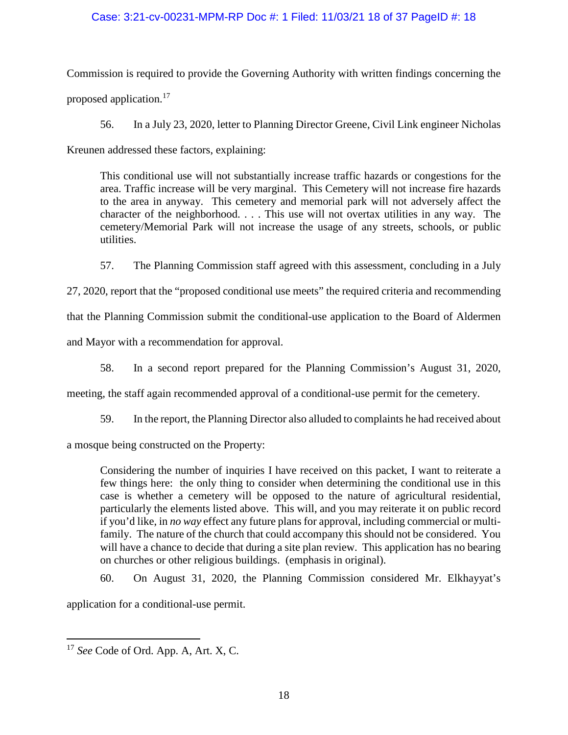Commission is required to provide the Governing Authority with written findings concerning the proposed application.[17]

56. In a July 23, 2020, letter to Planning Director Greene, Civil Link engineer Nicholas Kreunen addressed these factors, explaining:

> This conditional use will not substantially increase traffic hazards or congestions for the area. Traffic increase will be very marginal. This Cemetery will not increase fire hazards to the area in anyway. This cemetery and memorial park will not adversely affect the character of the neighborhood. . . . This use will not overtax utilities in any way. The cemetery/Memorial Park will not increase the usage of any streets, schools, or public utilities.

57. The Planning Commission staff agreed with this assessment, concluding in a July 27, 2020, report that the "proposed conditional use meets" the required criteria and recommending that the Planning Commission submit the conditional-use application to the Board of Aldermen and Mayor with a recommendation for approval.

58. In a second report prepared for the Planning Commission's August 31, 2020, meeting, the staff again recommended approval of a conditional-use permit for the cemetery.

59. In the report, the Planning Director also alluded to complaints he had received about a mosque being constructed on the Property:

> Considering the number of inquiries I have received on this packet, I want to reiterate a few things here: the only thing to consider when determining the conditional use in this case is whether a cemetery will be opposed to the nature of agricultural residential, particularly the elements listed above. This will, and you may reiterate it on public record if you'd like, in *no way* effect any future plans for approval, including commercial or multi-family. The nature of the church that could accompany this should not be considered. You will have a chance to decide that during a site plan review. This application has no bearing on churches or other religious buildings. (emphasis in original).

60. On August 31, 2020, the Planning Commission considered Mr. Elkhayyat's application for a conditional-use permit.

---

[17] *See* Code of Ord. App. A, Art. X, C.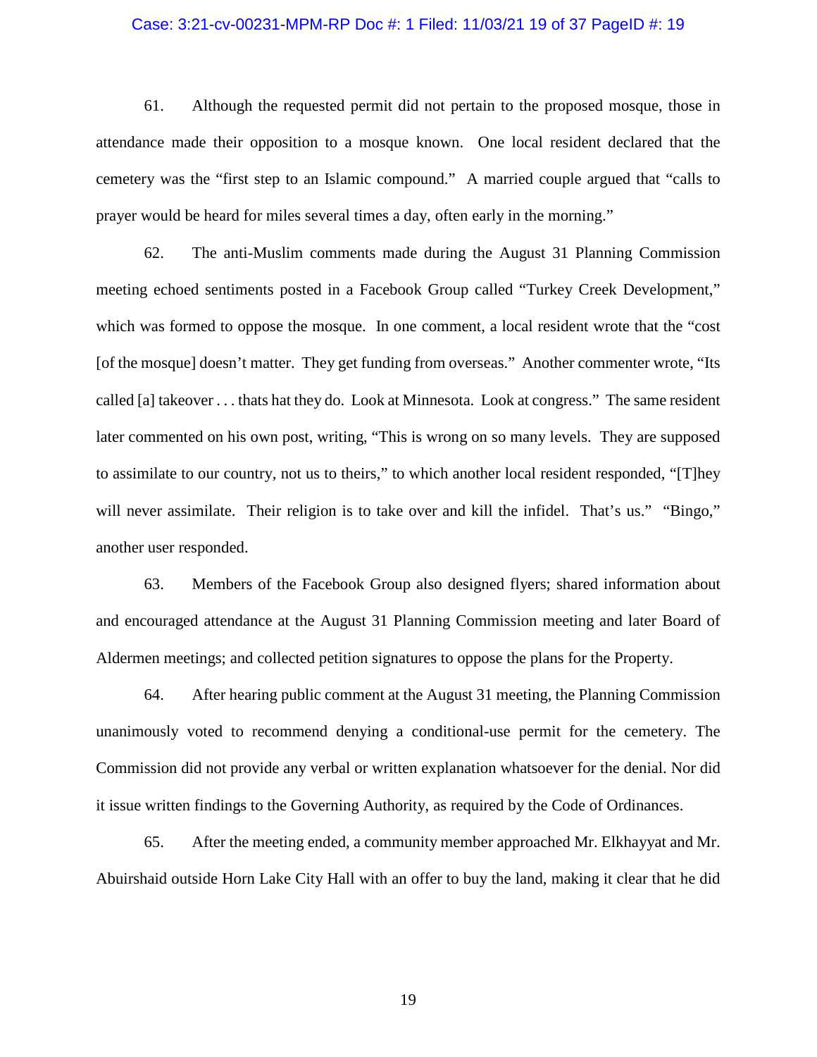61. Although the requested permit did not pertain to the proposed mosque, those in attendance made their opposition to a mosque known. One local resident declared that the cemetery was the "first step to an Islamic compound." A married couple argued that "calls to prayer would be heard for miles several times a day, often early in the morning."

62. The anti-Muslim comments made during the August 31 Planning Commission meeting echoed sentiments posted in a Facebook Group called "Turkey Creek Development," which was formed to oppose the mosque. In one comment, a local resident wrote that the "cost [of the mosque] doesn't matter. They get funding from overseas." Another commenter wrote, "Its called [a] takeover . . . thats hat they do. Look at Minnesota. Look at congress." The same resident later commented on his own post, writing, "This is wrong on so many levels. They are supposed to assimilate to our country, not us to theirs," to which another local resident responded, "[T]hey will never assimilate. Their religion is to take over and kill the infidel. That's us." "Bingo," another user responded.

63. Members of the Facebook Group also designed flyers; shared information about and encouraged attendance at the August 31 Planning Commission meeting and later Board of Aldermen meetings; and collected petition signatures to oppose the plans for the Property.

64. After hearing public comment at the August 31 meeting, the Planning Commission unanimously voted to recommend denying a conditional-use permit for the cemetery. The Commission did not provide any verbal or written explanation whatsoever for the denial. Nor did it issue written findings to the Governing Authority, as required by the Code of Ordinances.

65. After the meeting ended, a community member approached Mr. Elkhayyat and Mr. Abuirshaid outside Horn Lake City Hall with an offer to buy the land, making it clear that he did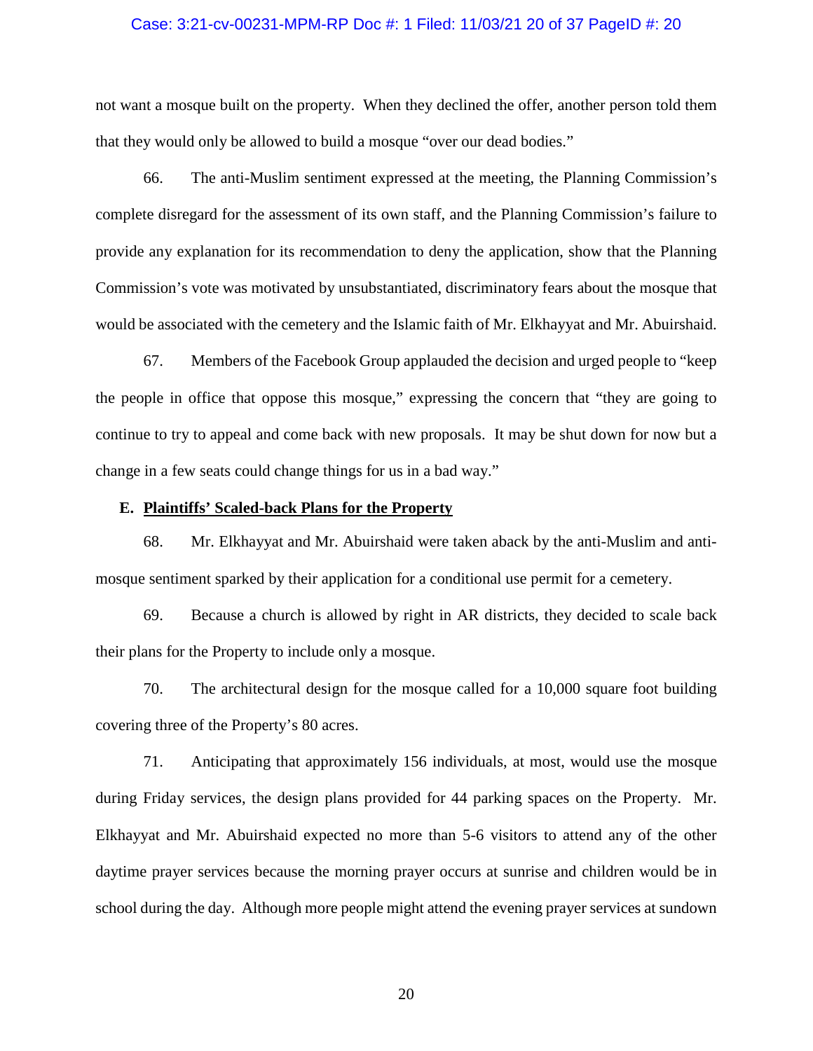not want a mosque built on the property. When they declined the offer, another person told them that they would only be allowed to build a mosque "over our dead bodies."

66. The anti-Muslim sentiment expressed at the meeting, the Planning Commission's complete disregard for the assessment of its own staff, and the Planning Commission's failure to provide any explanation for its recommendation to deny the application, show that the Planning Commission's vote was motivated by unsubstantiated, discriminatory fears about the mosque that would be associated with the cemetery and the Islamic faith of Mr. Elkhayyat and Mr. Abuirshaid.

67. Members of the Facebook Group applauded the decision and urged people to "keep the people in office that oppose this mosque," expressing the concern that "they are going to continue to try to appeal and come back with new proposals. It may be shut down for now but a change in a few seats could change things for us in a bad way."

### E. **Plaintiffs' Scaled-back Plans for the Property**

68. Mr. Elkhayyat and Mr. Abuirshaid were taken aback by the anti-Muslim and anti-mosque sentiment sparked by their application for a conditional use permit for a cemetery.

69. Because a church is allowed by right in AR districts, they decided to scale back their plans for the Property to include only a mosque.

70. The architectural design for the mosque called for a 10,000 square foot building covering three of the Property's 80 acres.

71. Anticipating that approximately 156 individuals, at most, would use the mosque during Friday services, the design plans provided for 44 parking spaces on the Property. Mr. Elkhayyat and Mr. Abuirshaid expected no more than 5-6 visitors to attend any of the other daytime prayer services because the morning prayer occurs at sunrise and children would be in school during the day. Although more people might attend the evening prayer services at sundown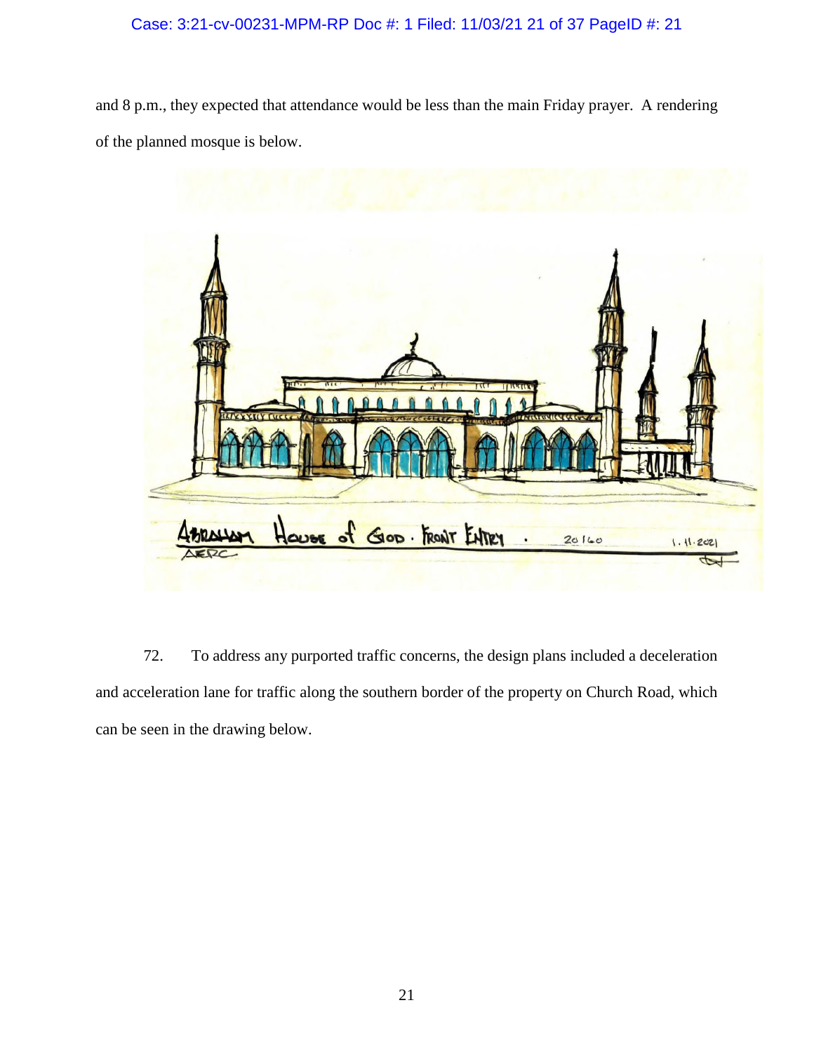and 8 p.m., they expected that attendance would be less than the main Friday prayer. A rendering of the planned mosque is below.

72. To address any purported traffic concerns, the design plans included a deceleration and acceleration lane for traffic along the southern border of the property on Church Road, which can be seen in the drawing below.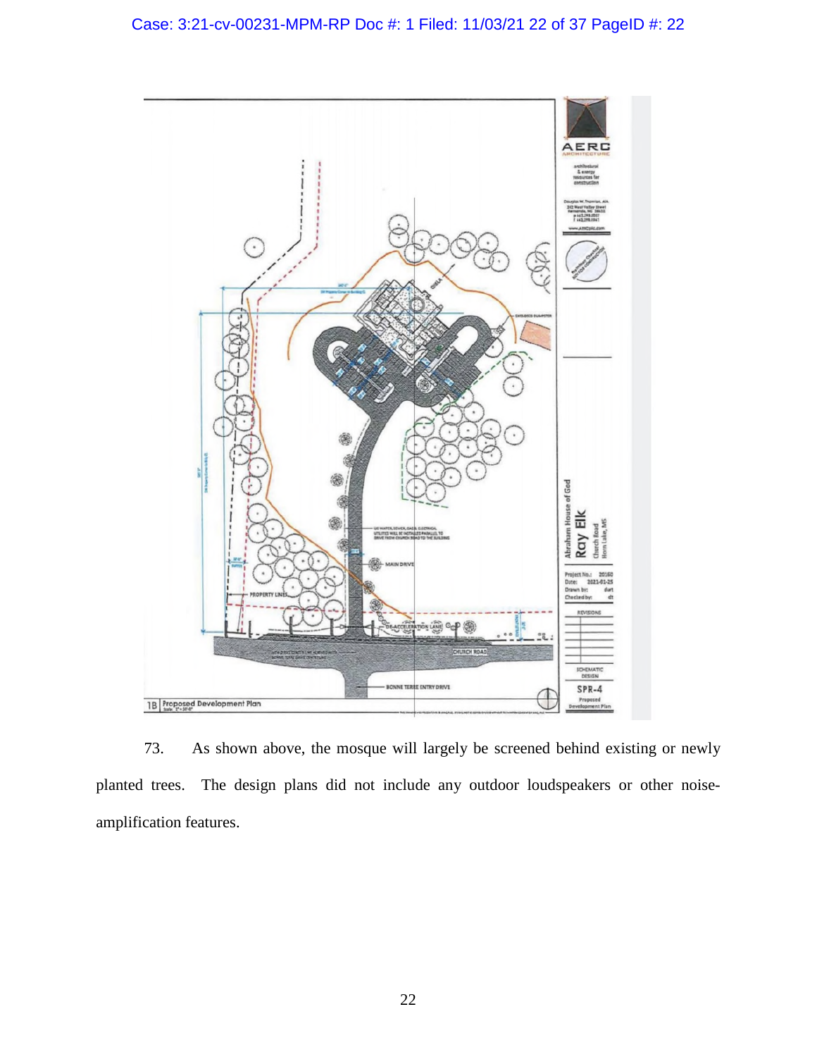73. As shown above, the mosque will largely be screened behind existing or newly planted trees. The design plans did not include any outdoor loudspeakers or other noise-amplification features.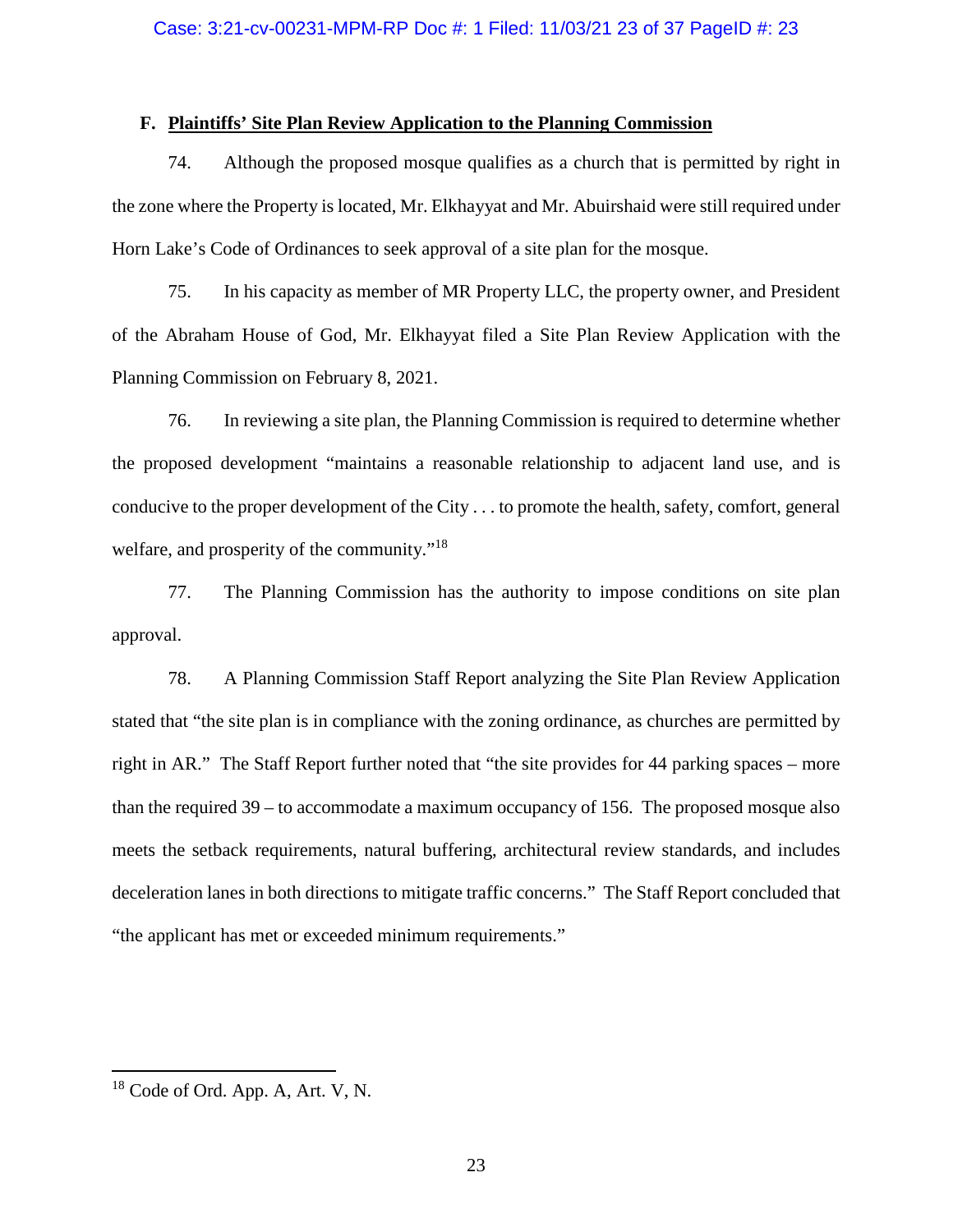### F. Plaintiffs' Site Plan Review Application to the Planning Commission

74. Although the proposed mosque qualifies as a church that is permitted by right in the zone where the Property is located, Mr. Elkhayyat and Mr. Abuirshaid were still required under Horn Lake's Code of Ordinances to seek approval of a site plan for the mosque.

75. In his capacity as member of MR Property LLC, the property owner, and President of the Abraham House of God, Mr. Elkhayyat filed a Site Plan Review Application with the Planning Commission on February 8, 2021.

76. In reviewing a site plan, the Planning Commission is required to determine whether the proposed development "maintains a reasonable relationship to adjacent land use, and is conducive to the proper development of the City . . . to promote the health, safety, comfort, general welfare, and prosperity of the community."[18]

77. The Planning Commission has the authority to impose conditions on site plan approval.

78. A Planning Commission Staff Report analyzing the Site Plan Review Application stated that "the site plan is in compliance with the zoning ordinance, as churches are permitted by right in AR." The Staff Report further noted that "the site provides for 44 parking spaces – more than the required 39 – to accommodate a maximum occupancy of 156. The proposed mosque also meets the setback requirements, natural buffering, architectural review standards, and includes deceleration lanes in both directions to mitigate traffic concerns." The Staff Report concluded that "the applicant has met or exceeded minimum requirements."

---

[18] Code of Ord. App. A, Art. V, N.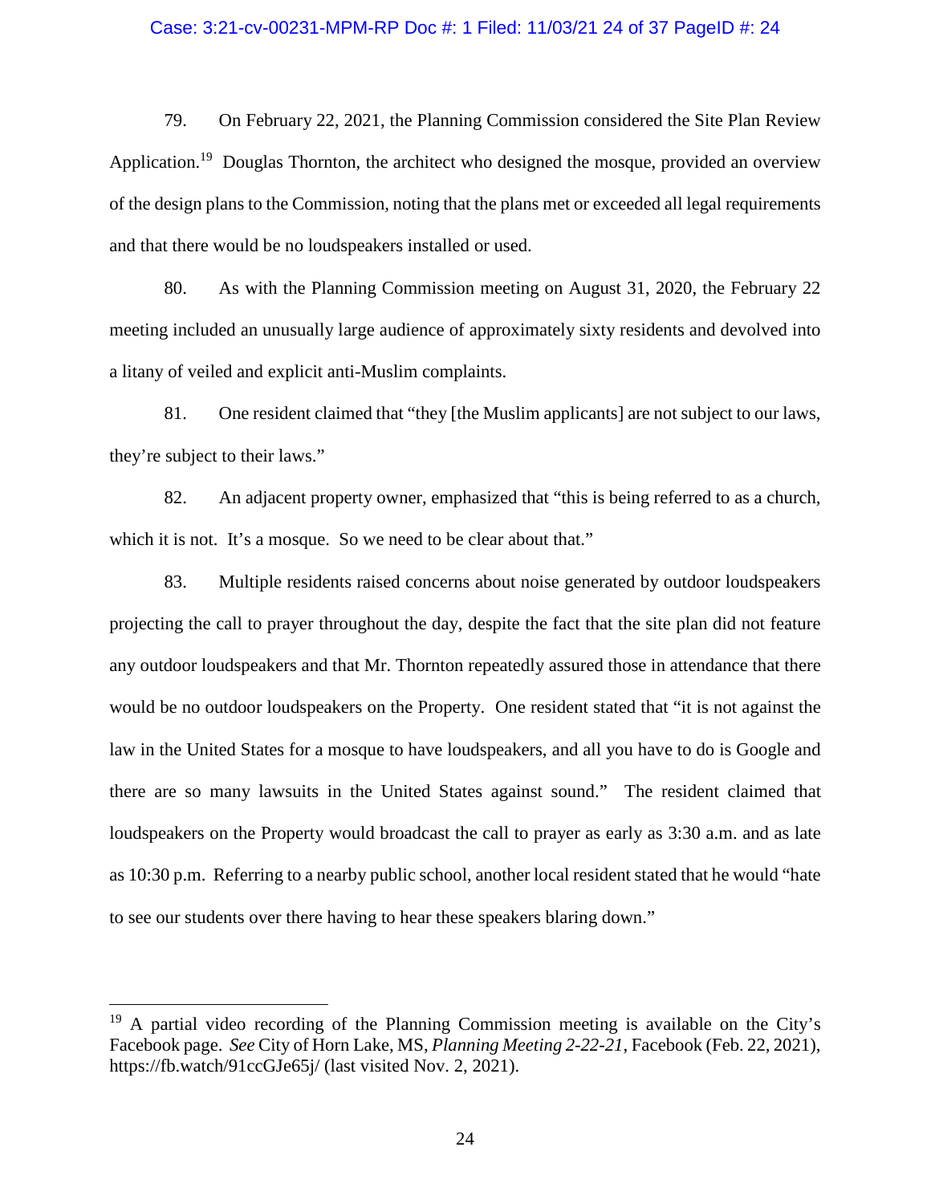79. On February 22, 2021, the Planning Commission considered the Site Plan Review Application.[19] Douglas Thornton, the architect who designed the mosque, provided an overview of the design plans to the Commission, noting that the plans met or exceeded all legal requirements and that there would be no loudspeakers installed or used.

80. As with the Planning Commission meeting on August 31, 2020, the February 22 meeting included an unusually large audience of approximately sixty residents and devolved into a litany of veiled and explicit anti-Muslim complaints.

81. One resident claimed that "they [the Muslim applicants] are not subject to our laws, they're subject to their laws."

82. An adjacent property owner, emphasized that "this is being referred to as a church, which it is not. It's a mosque. So we need to be clear about that."

83. Multiple residents raised concerns about noise generated by outdoor loudspeakers projecting the call to prayer throughout the day, despite the fact that the site plan did not feature any outdoor loudspeakers and that Mr. Thornton repeatedly assured those in attendance that there would be no outdoor loudspeakers on the Property. One resident stated that "it is not against the law in the United States for a mosque to have loudspeakers, and all you have to do is Google and there are so many lawsuits in the United States against sound." The resident claimed that loudspeakers on the Property would broadcast the call to prayer as early as 3:30 a.m. and as late as 10:30 p.m. Referring to a nearby public school, another local resident stated that he would "hate to see our students over there having to hear these speakers blaring down."

---

[19] A partial video recording of the Planning Commission meeting is available on the City's Facebook page. *See* City of Horn Lake, MS, *Planning Meeting 2-22-21*, Facebook (Feb. 22, 2021), https://fb.watch/91ccGJe65j/ (last visited Nov. 2, 2021).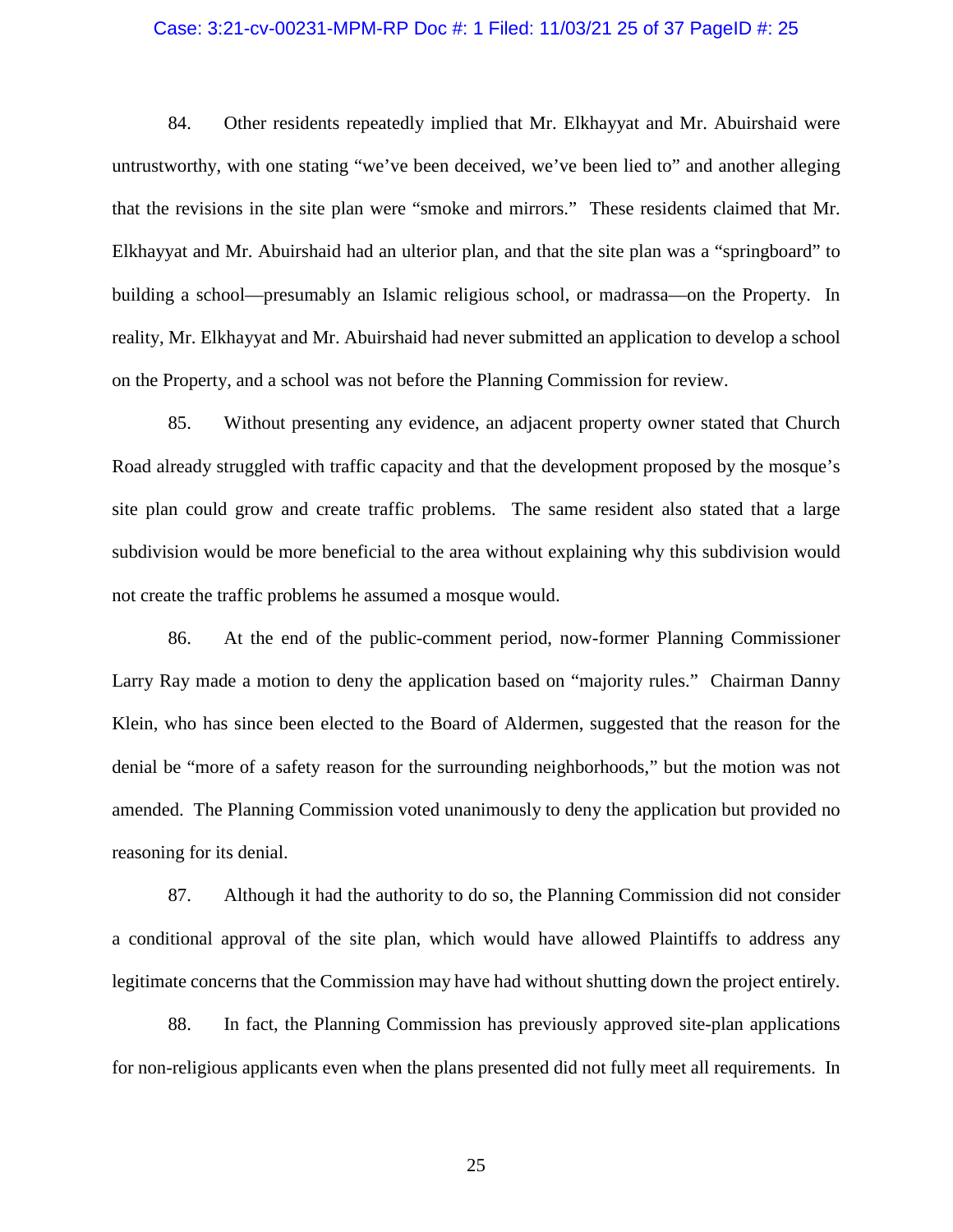84. Other residents repeatedly implied that Mr. Elkhayyat and Mr. Abuirshaid were untrustworthy, with one stating "we've been deceived, we've been lied to" and another alleging that the revisions in the site plan were "smoke and mirrors." These residents claimed that Mr. Elkhayyat and Mr. Abuirshaid had an ulterior plan, and that the site plan was a "springboard" to building a school—presumably an Islamic religious school, or madrassa—on the Property. In reality, Mr. Elkhayyat and Mr. Abuirshaid had never submitted an application to develop a school on the Property, and a school was not before the Planning Commission for review.

85. Without presenting any evidence, an adjacent property owner stated that Church Road already struggled with traffic capacity and that the development proposed by the mosque's site plan could grow and create traffic problems. The same resident also stated that a large subdivision would be more beneficial to the area without explaining why this subdivision would not create the traffic problems he assumed a mosque would.

86. At the end of the public-comment period, now-former Planning Commissioner Larry Ray made a motion to deny the application based on "majority rules." Chairman Danny Klein, who has since been elected to the Board of Aldermen, suggested that the reason for the denial be "more of a safety reason for the surrounding neighborhoods," but the motion was not amended. The Planning Commission voted unanimously to deny the application but provided no reasoning for its denial.

87. Although it had the authority to do so, the Planning Commission did not consider a conditional approval of the site plan, which would have allowed Plaintiffs to address any legitimate concerns that the Commission may have had without shutting down the project entirely.

88. In fact, the Planning Commission has previously approved site-plan applications for non-religious applicants even when the plans presented did not fully meet all requirements. In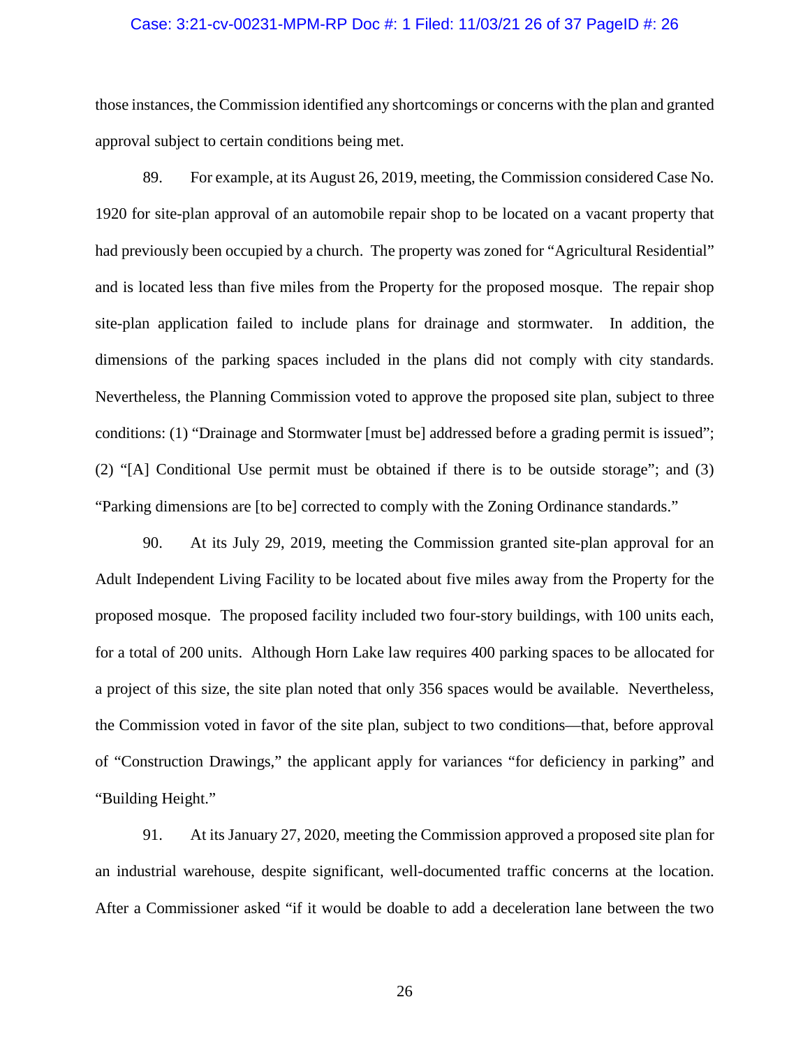those instances, the Commission identified any shortcomings or concerns with the plan and granted approval subject to certain conditions being met.

89. For example, at its August 26, 2019, meeting, the Commission considered Case No. 1920 for site-plan approval of an automobile repair shop to be located on a vacant property that had previously been occupied by a church. The property was zoned for "Agricultural Residential" and is located less than five miles from the Property for the proposed mosque. The repair shop site-plan application failed to include plans for drainage and stormwater. In addition, the dimensions of the parking spaces included in the plans did not comply with city standards. Nevertheless, the Planning Commission voted to approve the proposed site plan, subject to three conditions: (1) "Drainage and Stormwater [must be] addressed before a grading permit is issued"; (2) "[A] Conditional Use permit must be obtained if there is to be outside storage"; and (3) "Parking dimensions are [to be] corrected to comply with the Zoning Ordinance standards."

90. At its July 29, 2019, meeting the Commission granted site-plan approval for an Adult Independent Living Facility to be located about five miles away from the Property for the proposed mosque. The proposed facility included two four-story buildings, with 100 units each, for a total of 200 units. Although Horn Lake law requires 400 parking spaces to be allocated for a project of this size, the site plan noted that only 356 spaces would be available. Nevertheless, the Commission voted in favor of the site plan, subject to two conditions—that, before approval of "Construction Drawings," the applicant apply for variances "for deficiency in parking" and "Building Height."

91. At its January 27, 2020, meeting the Commission approved a proposed site plan for an industrial warehouse, despite significant, well-documented traffic concerns at the location. After a Commissioner asked "if it would be doable to add a deceleration lane between the two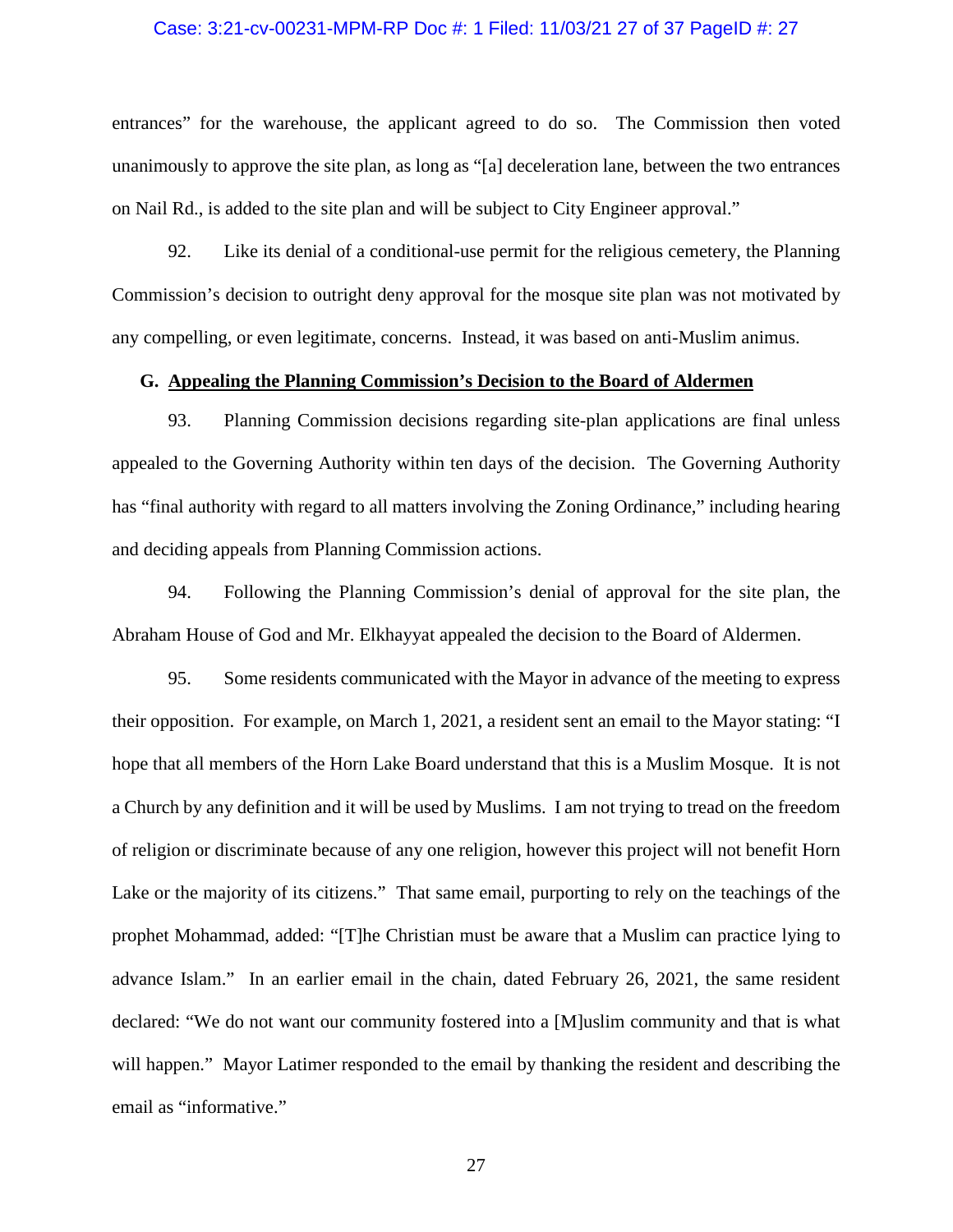entrances" for the warehouse, the applicant agreed to do so. The Commission then voted unanimously to approve the site plan, as long as "[a] deceleration lane, between the two entrances on Nail Rd., is added to the site plan and will be subject to City Engineer approval."

92. Like its denial of a conditional-use permit for the religious cemetery, the Planning Commission's decision to outright deny approval for the mosque site plan was not motivated by any compelling, or even legitimate, concerns. Instead, it was based on anti-Muslim animus.

### G. Appealing the Planning Commission's Decision to the Board of Aldermen

93. Planning Commission decisions regarding site-plan applications are final unless appealed to the Governing Authority within ten days of the decision. The Governing Authority has "final authority with regard to all matters involving the Zoning Ordinance," including hearing and deciding appeals from Planning Commission actions.

94. Following the Planning Commission's denial of approval for the site plan, the Abraham House of God and Mr. Elkhayyat appealed the decision to the Board of Aldermen.

95. Some residents communicated with the Mayor in advance of the meeting to express their opposition. For example, on March 1, 2021, a resident sent an email to the Mayor stating: "I hope that all members of the Horn Lake Board understand that this is a Muslim Mosque. It is not a Church by any definition and it will be used by Muslims. I am not trying to tread on the freedom of religion or discriminate because of any one religion, however this project will not benefit Horn Lake or the majority of its citizens." That same email, purporting to rely on the teachings of the prophet Mohammad, added: "[T]he Christian must be aware that a Muslim can practice lying to advance Islam." In an earlier email in the chain, dated February 26, 2021, the same resident declared: "We do not want our community fostered into a [M]uslim community and that is what will happen." Mayor Latimer responded to the email by thanking the resident and describing the email as "informative."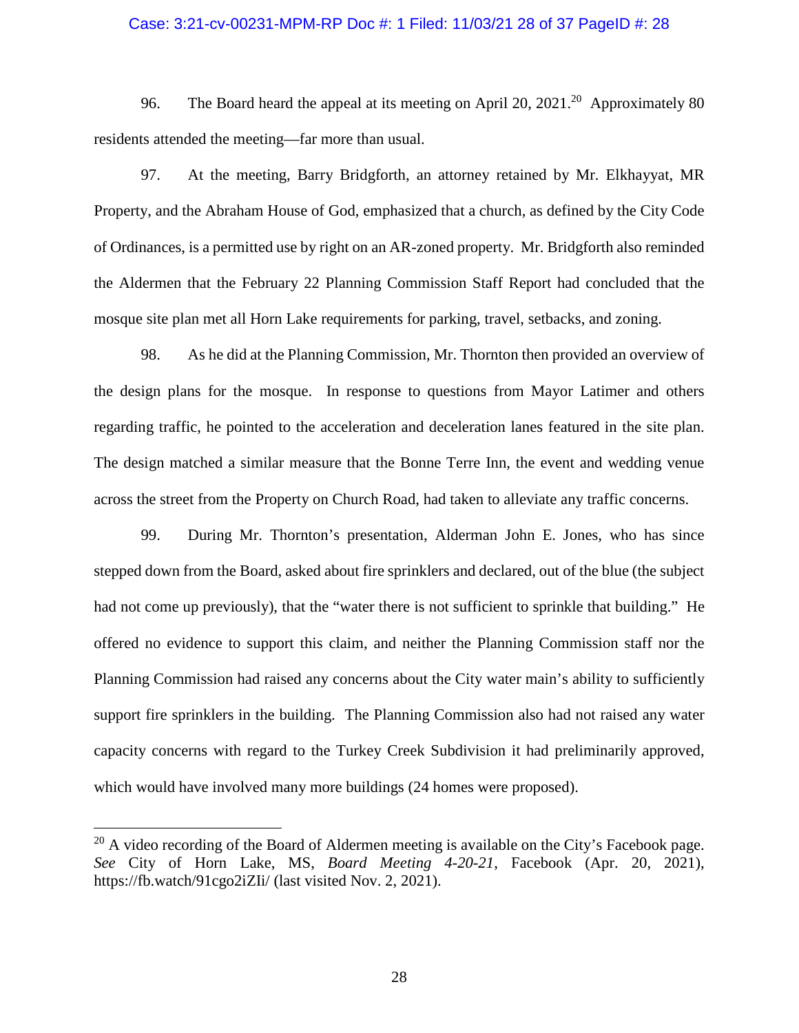96. The Board heard the appeal at its meeting on April 20, 2021.[20] Approximately 80 residents attended the meeting—far more than usual.

97. At the meeting, Barry Bridgforth, an attorney retained by Mr. Elkhayyat, MR Property, and the Abraham House of God, emphasized that a church, as defined by the City Code of Ordinances, is a permitted use by right on an AR-zoned property. Mr. Bridgforth also reminded the Aldermen that the February 22 Planning Commission Staff Report had concluded that the mosque site plan met all Horn Lake requirements for parking, travel, setbacks, and zoning.

98. As he did at the Planning Commission, Mr. Thornton then provided an overview of the design plans for the mosque. In response to questions from Mayor Latimer and others regarding traffic, he pointed to the acceleration and deceleration lanes featured in the site plan. The design matched a similar measure that the Bonne Terre Inn, the event and wedding venue across the street from the Property on Church Road, had taken to alleviate any traffic concerns.

99. During Mr. Thornton's presentation, Alderman John E. Jones, who has since stepped down from the Board, asked about fire sprinklers and declared, out of the blue (the subject had not come up previously), that the "water there is not sufficient to sprinkle that building." He offered no evidence to support this claim, and neither the Planning Commission staff nor the Planning Commission had raised any concerns about the City water main's ability to sufficiently support fire sprinklers in the building. The Planning Commission also had not raised any water capacity concerns with regard to the Turkey Creek Subdivision it had preliminarily approved, which would have involved many more buildings (24 homes were proposed).

---

[20] A video recording of the Board of Aldermen meeting is available on the City's Facebook page. *See* City of Horn Lake, MS, *Board Meeting 4-20-21*, Facebook (Apr. 20, 2021), https://fb.watch/91cgo2iZIi/ (last visited Nov. 2, 2021).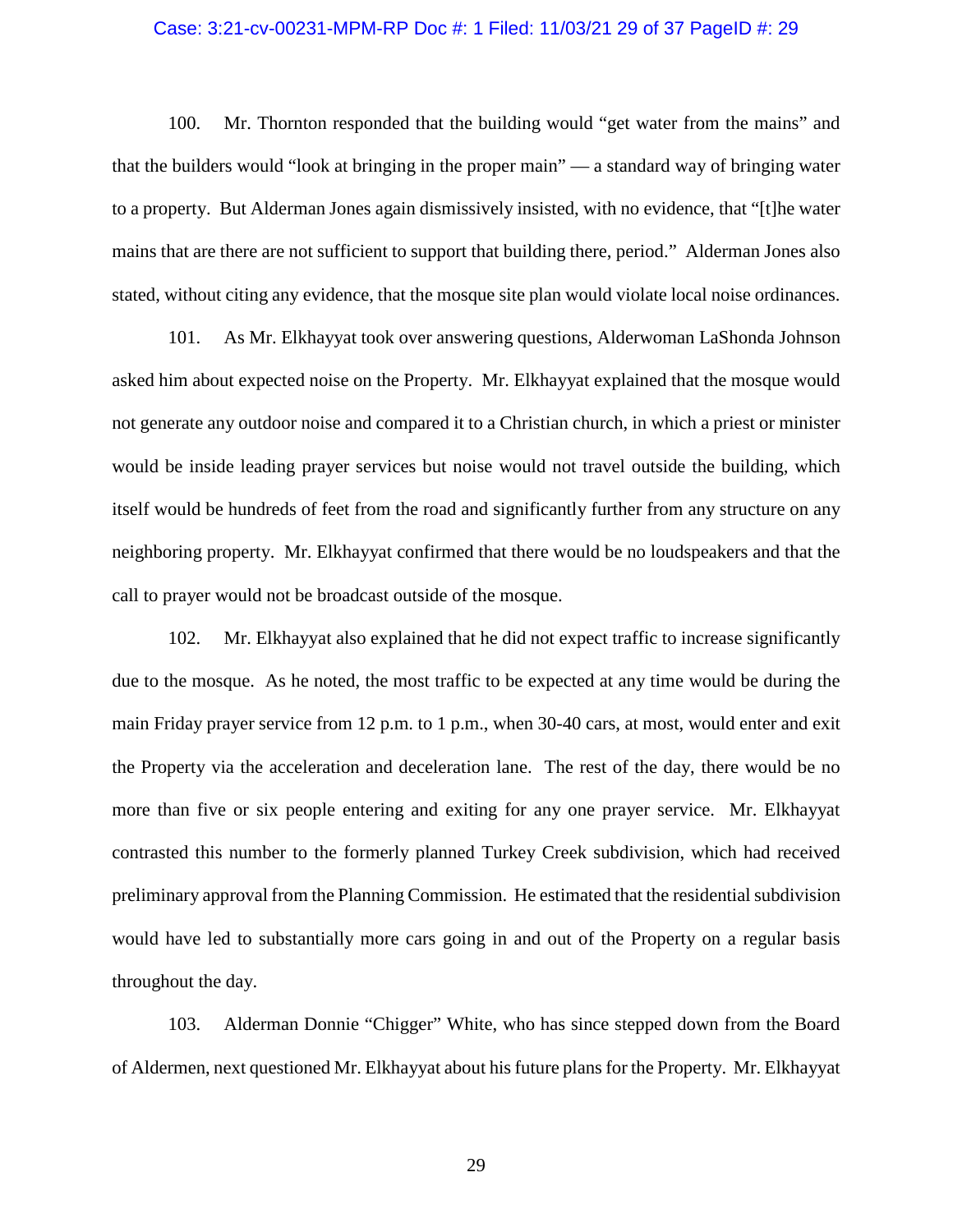100. Mr. Thornton responded that the building would "get water from the mains" and that the builders would "look at bringing in the proper main" — a standard way of bringing water to a property. But Alderman Jones again dismissively insisted, with no evidence, that "[t]he water mains that are there are not sufficient to support that building there, period." Alderman Jones also stated, without citing any evidence, that the mosque site plan would violate local noise ordinances.

101. As Mr. Elkhayyat took over answering questions, Alderwoman LaShonda Johnson asked him about expected noise on the Property. Mr. Elkhayyat explained that the mosque would not generate any outdoor noise and compared it to a Christian church, in which a priest or minister would be inside leading prayer services but noise would not travel outside the building, which itself would be hundreds of feet from the road and significantly further from any structure on any neighboring property. Mr. Elkhayyat confirmed that there would be no loudspeakers and that the call to prayer would not be broadcast outside of the mosque.

102. Mr. Elkhayyat also explained that he did not expect traffic to increase significantly due to the mosque. As he noted, the most traffic to be expected at any time would be during the main Friday prayer service from 12 p.m. to 1 p.m., when 30-40 cars, at most, would enter and exit the Property via the acceleration and deceleration lane. The rest of the day, there would be no more than five or six people entering and exiting for any one prayer service. Mr. Elkhayyat contrasted this number to the formerly planned Turkey Creek subdivision, which had received preliminary approval from the Planning Commission. He estimated that the residential subdivision would have led to substantially more cars going in and out of the Property on a regular basis throughout the day.

103. Alderman Donnie "Chigger" White, who has since stepped down from the Board of Aldermen, next questioned Mr. Elkhayyat about his future plans for the Property. Mr. Elkhayyat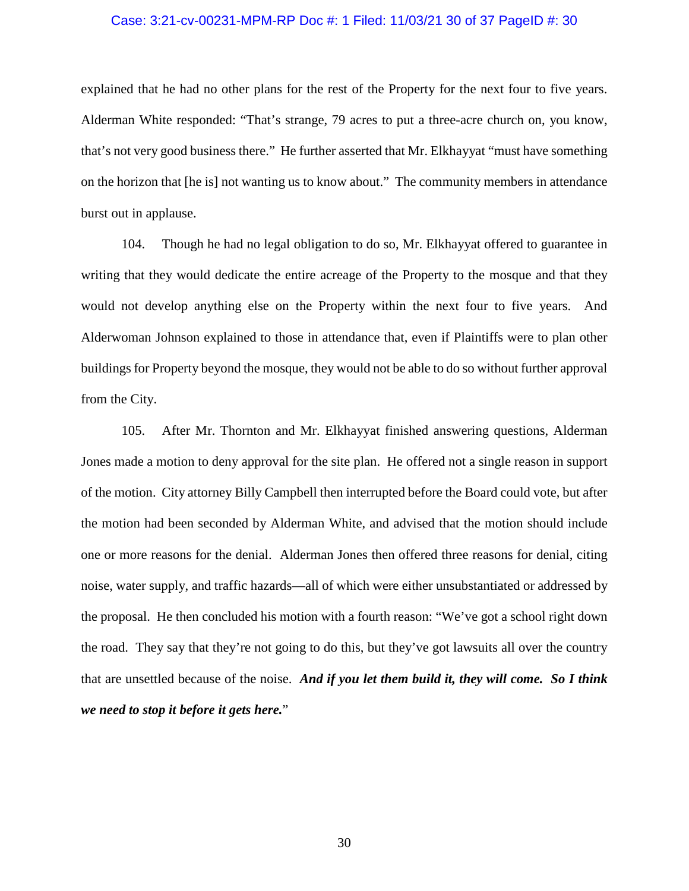explained that he had no other plans for the rest of the Property for the next four to five years. Alderman White responded: "That's strange, 79 acres to put a three-acre church on, you know, that's not very good business there." He further asserted that Mr. Elkhayyat "must have something on the horizon that [he is] not wanting us to know about." The community members in attendance burst out in applause.

104. Though he had no legal obligation to do so, Mr. Elkhayyat offered to guarantee in writing that they would dedicate the entire acreage of the Property to the mosque and that they would not develop anything else on the Property within the next four to five years. And Alderwoman Johnson explained to those in attendance that, even if Plaintiffs were to plan other buildings for Property beyond the mosque, they would not be able to do so without further approval from the City.

105. After Mr. Thornton and Mr. Elkhayyat finished answering questions, Alderman Jones made a motion to deny approval for the site plan. He offered not a single reason in support of the motion. City attorney Billy Campbell then interrupted before the Board could vote, but after the motion had been seconded by Alderman White, and advised that the motion should include one or more reasons for the denial. Alderman Jones then offered three reasons for denial, citing noise, water supply, and traffic hazards—all of which were either unsubstantiated or addressed by the proposal. He then concluded his motion with a fourth reason: "We've got a school right down the road. They say that they're not going to do this, but they've got lawsuits all over the country that are unsettled because of the noise. ***And if you let them build it, they will come. So I think we need to stop it before it gets here.***"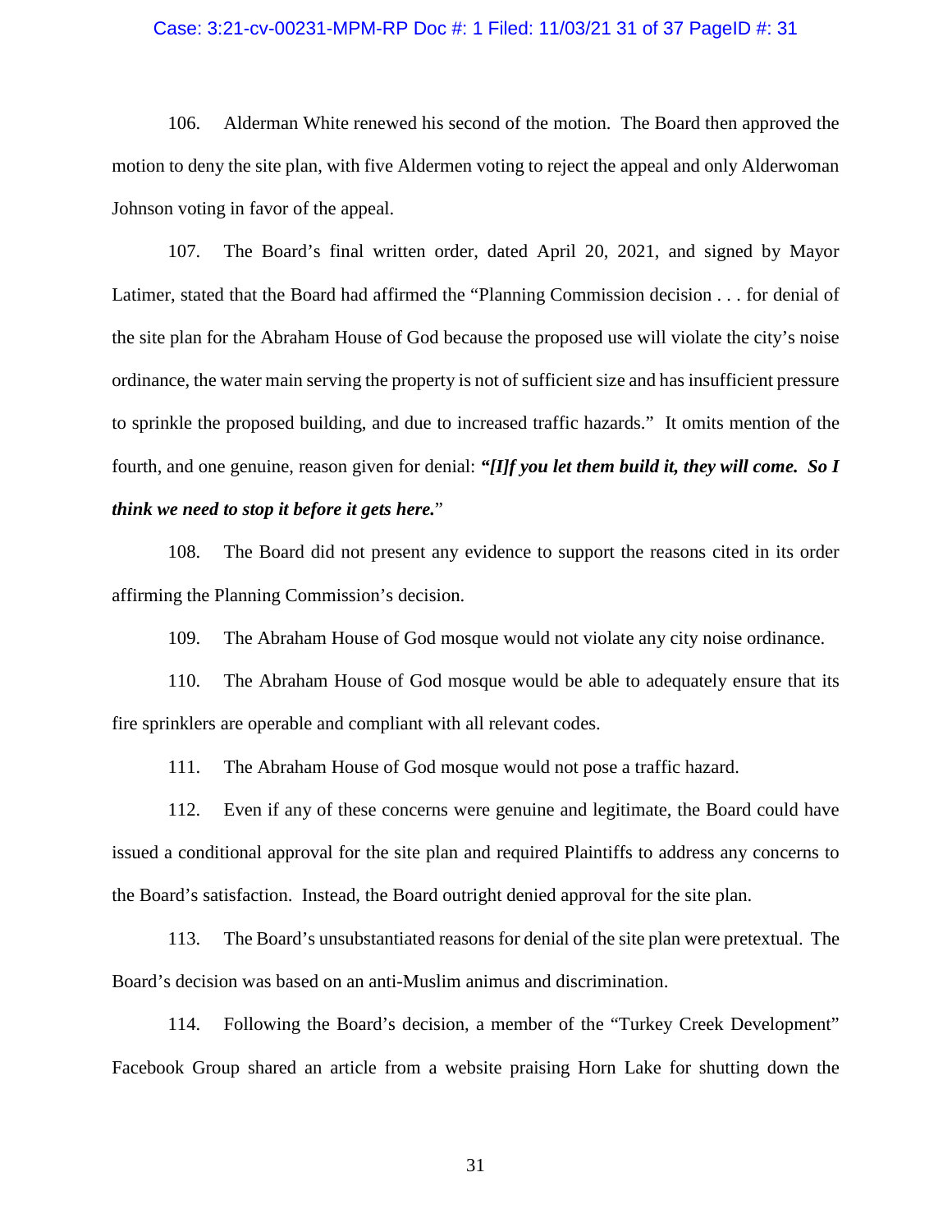106. Alderman White renewed his second of the motion. The Board then approved the motion to deny the site plan, with five Aldermen voting to reject the appeal and only Alderwoman Johnson voting in favor of the appeal.

107. The Board's final written order, dated April 20, 2021, and signed by Mayor Latimer, stated that the Board had affirmed the "Planning Commission decision . . . for denial of the site plan for the Abraham House of God because the proposed use will violate the city's noise ordinance, the water main serving the property is not of sufficient size and has insufficient pressure to sprinkle the proposed building, and due to increased traffic hazards." It omits mention of the fourth, and one genuine, reason given for denial: ***"[I]f you let them build it, they will come. So I think we need to stop it before it gets here.***"

108. The Board did not present any evidence to support the reasons cited in its order affirming the Planning Commission's decision.

109. The Abraham House of God mosque would not violate any city noise ordinance.

110. The Abraham House of God mosque would be able to adequately ensure that its fire sprinklers are operable and compliant with all relevant codes.

111. The Abraham House of God mosque would not pose a traffic hazard.

112. Even if any of these concerns were genuine and legitimate, the Board could have issued a conditional approval for the site plan and required Plaintiffs to address any concerns to the Board's satisfaction. Instead, the Board outright denied approval for the site plan.

113. The Board's unsubstantiated reasons for denial of the site plan were pretextual. The Board's decision was based on an anti-Muslim animus and discrimination.

114. Following the Board's decision, a member of the "Turkey Creek Development" Facebook Group shared an article from a website praising Horn Lake for shutting down the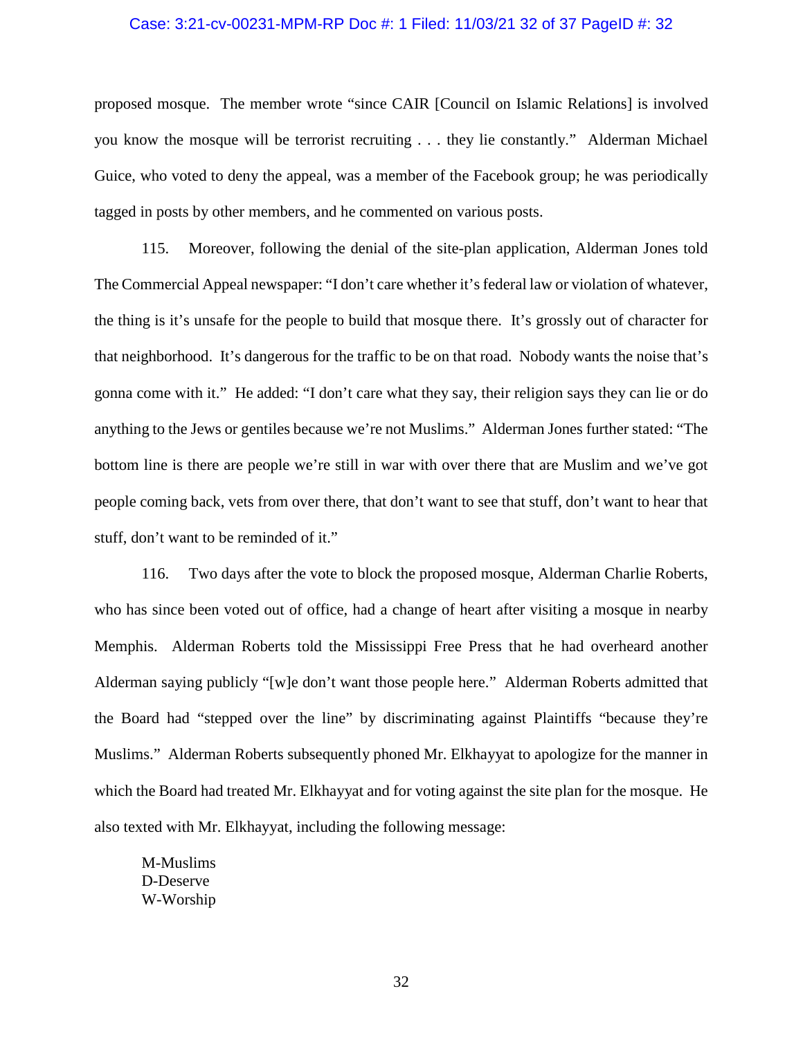proposed mosque. The member wrote "since CAIR [Council on Islamic Relations] is involved you know the mosque will be terrorist recruiting . . . they lie constantly." Alderman Michael Guice, who voted to deny the appeal, was a member of the Facebook group; he was periodically tagged in posts by other members, and he commented on various posts.

115. Moreover, following the denial of the site-plan application, Alderman Jones told The Commercial Appeal newspaper: "I don't care whether it's federal law or violation of whatever, the thing is it's unsafe for the people to build that mosque there. It's grossly out of character for that neighborhood. It's dangerous for the traffic to be on that road. Nobody wants the noise that's gonna come with it." He added: "I don't care what they say, their religion says they can lie or do anything to the Jews or gentiles because we're not Muslims." Alderman Jones further stated: "The bottom line is there are people we're still in war with over there that are Muslim and we've got people coming back, vets from over there, that don't want to see that stuff, don't want to hear that stuff, don't want to be reminded of it."

116. Two days after the vote to block the proposed mosque, Alderman Charlie Roberts, who has since been voted out of office, had a change of heart after visiting a mosque in nearby Memphis. Alderman Roberts told the Mississippi Free Press that he had overheard another Alderman saying publicly "[w]e don't want those people here." Alderman Roberts admitted that the Board had "stepped over the line" by discriminating against Plaintiffs "because they're Muslims." Alderman Roberts subsequently phoned Mr. Elkhayyat to apologize for the manner in which the Board had treated Mr. Elkhayyat and for voting against the site plan for the mosque. He also texted with Mr. Elkhayyat, including the following message:

> M-Muslims
> D-Deserve
> W-Worship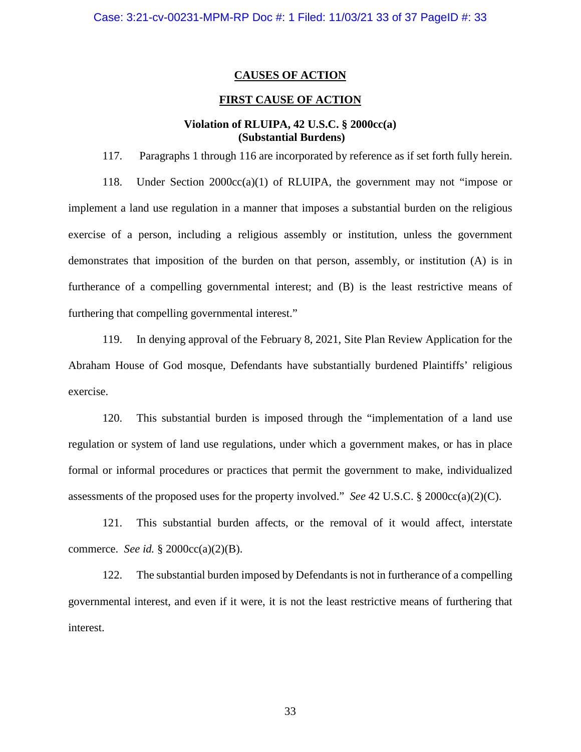## CAUSES OF ACTION

## FIRST CAUSE OF ACTION

### Violation of RLUIPA, 42 U.S.C. § 2000cc(a) (Substantial Burdens)

117. Paragraphs 1 through 116 are incorporated by reference as if set forth fully herein.

118. Under Section 2000cc(a)(1) of RLUIPA, the government may not "impose or implement a land use regulation in a manner that imposes a substantial burden on the religious exercise of a person, including a religious assembly or institution, unless the government demonstrates that imposition of the burden on that person, assembly, or institution (A) is in furtherance of a compelling governmental interest; and (B) is the least restrictive means of furthering that compelling governmental interest."

119. In denying approval of the February 8, 2021, Site Plan Review Application for the Abraham House of God mosque, Defendants have substantially burdened Plaintiffs' religious exercise.

120. This substantial burden is imposed through the "implementation of a land use regulation or system of land use regulations, under which a government makes, or has in place formal or informal procedures or practices that permit the government to make, individualized assessments of the proposed uses for the property involved." *See* 42 U.S.C. § 2000cc(a)(2)(C).

121. This substantial burden affects, or the removal of it would affect, interstate commerce. *See id.* § 2000cc(a)(2)(B).

122. The substantial burden imposed by Defendants is not in furtherance of a compelling governmental interest, and even if it were, it is not the least restrictive means of furthering that interest.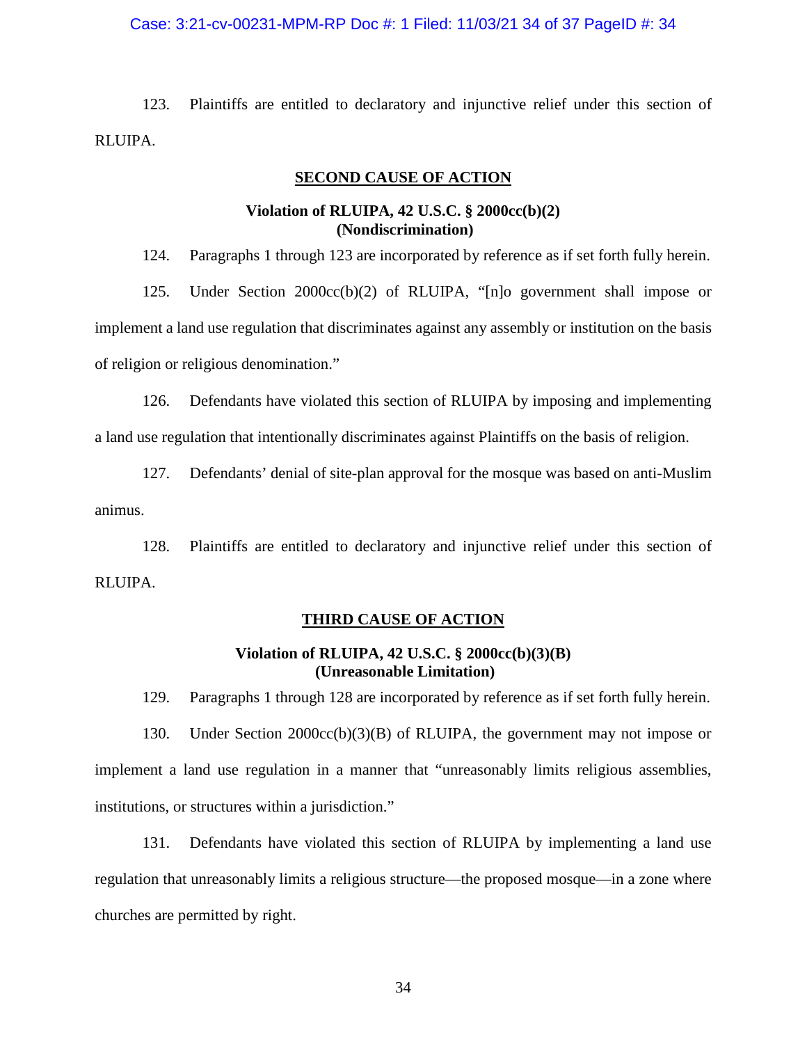123. Plaintiffs are entitled to declaratory and injunctive relief under this section of RLUIPA.

## SECOND CAUSE OF ACTION

### Violation of RLUIPA, 42 U.S.C. § 2000cc(b)(2) (Nondiscrimination)

124. Paragraphs 1 through 123 are incorporated by reference as if set forth fully herein.

125. Under Section 2000cc(b)(2) of RLUIPA, "[n]o government shall impose or implement a land use regulation that discriminates against any assembly or institution on the basis of religion or religious denomination."

126. Defendants have violated this section of RLUIPA by imposing and implementing a land use regulation that intentionally discriminates against Plaintiffs on the basis of religion.

127. Defendants' denial of site-plan approval for the mosque was based on anti-Muslim animus.

128. Plaintiffs are entitled to declaratory and injunctive relief under this section of RLUIPA.

## THIRD CAUSE OF ACTION

### Violation of RLUIPA, 42 U.S.C. § 2000cc(b)(3)(B) (Unreasonable Limitation)

129. Paragraphs 1 through 128 are incorporated by reference as if set forth fully herein.

130. Under Section 2000cc(b)(3)(B) of RLUIPA, the government may not impose or implement a land use regulation in a manner that "unreasonably limits religious assemblies, institutions, or structures within a jurisdiction."

131. Defendants have violated this section of RLUIPA by implementing a land use regulation that unreasonably limits a religious structure—the proposed mosque—in a zone where churches are permitted by right.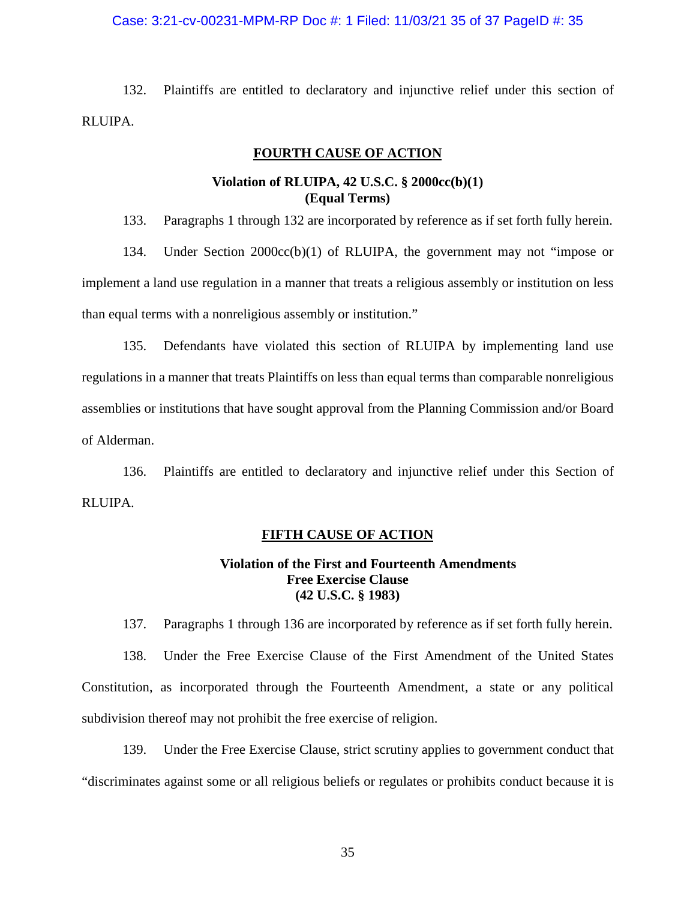132. Plaintiffs are entitled to declaratory and injunctive relief under this section of RLUIPA.

**FOURTH CAUSE OF ACTION**

**Violation of RLUIPA, 42 U.S.C. § 2000cc(b)(1)**
**(Equal Terms)**

133. Paragraphs 1 through 132 are incorporated by reference as if set forth fully herein.

134. Under Section 2000cc(b)(1) of RLUIPA, the government may not "impose or implement a land use regulation in a manner that treats a religious assembly or institution on less than equal terms with a nonreligious assembly or institution."

135. Defendants have violated this section of RLUIPA by implementing land use regulations in a manner that treats Plaintiffs on less than equal terms than comparable nonreligious assemblies or institutions that have sought approval from the Planning Commission and/or Board of Alderman.

136. Plaintiffs are entitled to declaratory and injunctive relief under this Section of RLUIPA.

**FIFTH CAUSE OF ACTION**

**Violation of the First and Fourteenth Amendments**
**Free Exercise Clause**
**(42 U.S.C. § 1983)**

137. Paragraphs 1 through 136 are incorporated by reference as if set forth fully herein.

138. Under the Free Exercise Clause of the First Amendment of the United States Constitution, as incorporated through the Fourteenth Amendment, a state or any political subdivision thereof may not prohibit the free exercise of religion.

139. Under the Free Exercise Clause, strict scrutiny applies to government conduct that "discriminates against some or all religious beliefs or regulates or prohibits conduct because it is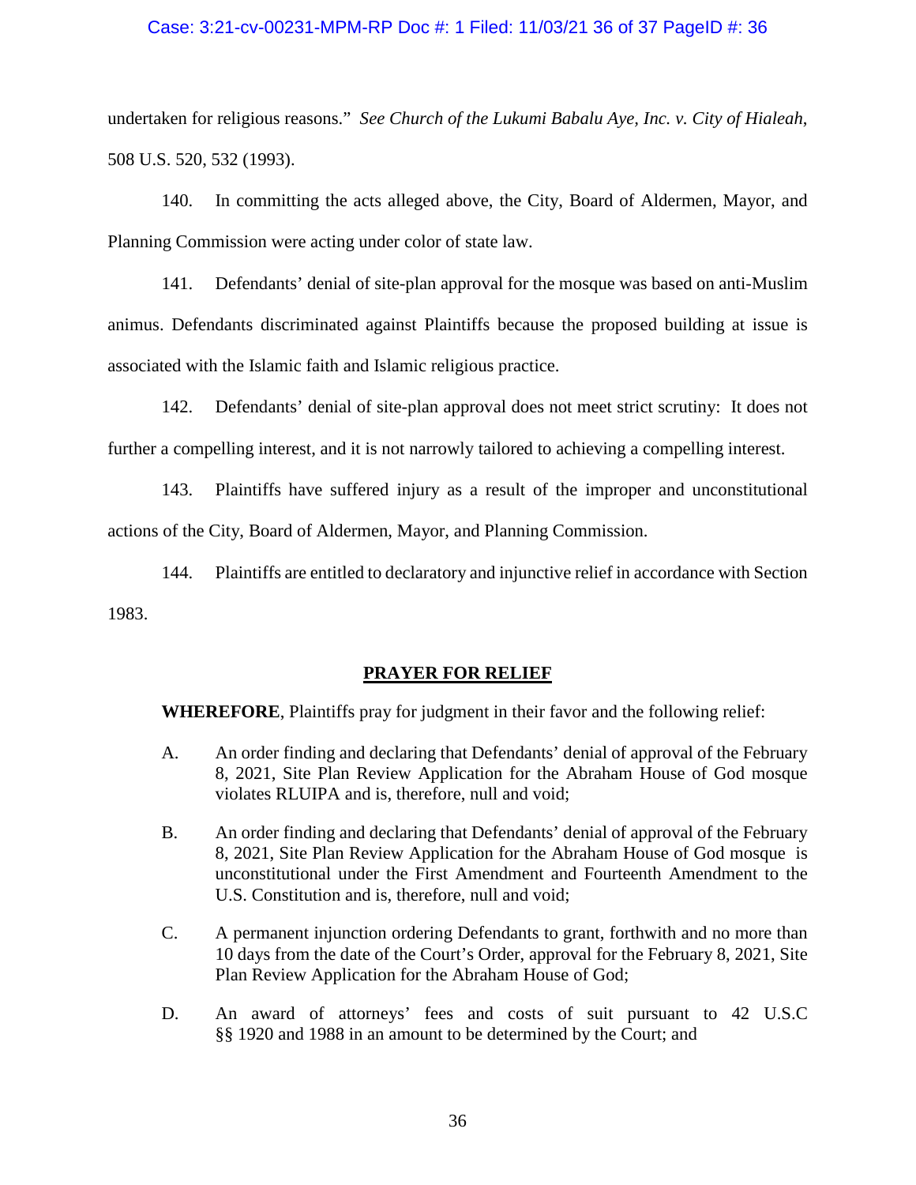undertaken for religious reasons." *See Church of the Lukumi Babalu Aye, Inc. v. City of Hialeah*, 508 U.S. 520, 532 (1993).

140. In committing the acts alleged above, the City, Board of Aldermen, Mayor, and Planning Commission were acting under color of state law.

141. Defendants' denial of site-plan approval for the mosque was based on anti-Muslim animus. Defendants discriminated against Plaintiffs because the proposed building at issue is associated with the Islamic faith and Islamic religious practice.

142. Defendants' denial of site-plan approval does not meet strict scrutiny: It does not further a compelling interest, and it is not narrowly tailored to achieving a compelling interest.

143. Plaintiffs have suffered injury as a result of the improper and unconstitutional actions of the City, Board of Aldermen, Mayor, and Planning Commission.

144. Plaintiffs are entitled to declaratory and injunctive relief in accordance with Section 1983.

## PRAYER FOR RELIEF

**WHEREFORE**, Plaintiffs pray for judgment in their favor and the following relief:

A. An order finding and declaring that Defendants' denial of approval of the February 8, 2021, Site Plan Review Application for the Abraham House of God mosque violates RLUIPA and is, therefore, null and void;

B. An order finding and declaring that Defendants' denial of approval of the February 8, 2021, Site Plan Review Application for the Abraham House of God mosque is unconstitutional under the First Amendment and Fourteenth Amendment to the U.S. Constitution and is, therefore, null and void;

C. A permanent injunction ordering Defendants to grant, forthwith and no more than 10 days from the date of the Court's Order, approval for the February 8, 2021, Site Plan Review Application for the Abraham House of God;

D. An award of attorneys' fees and costs of suit pursuant to 42 U.S.C §§ 1920 and 1988 in an amount to be determined by the Court; and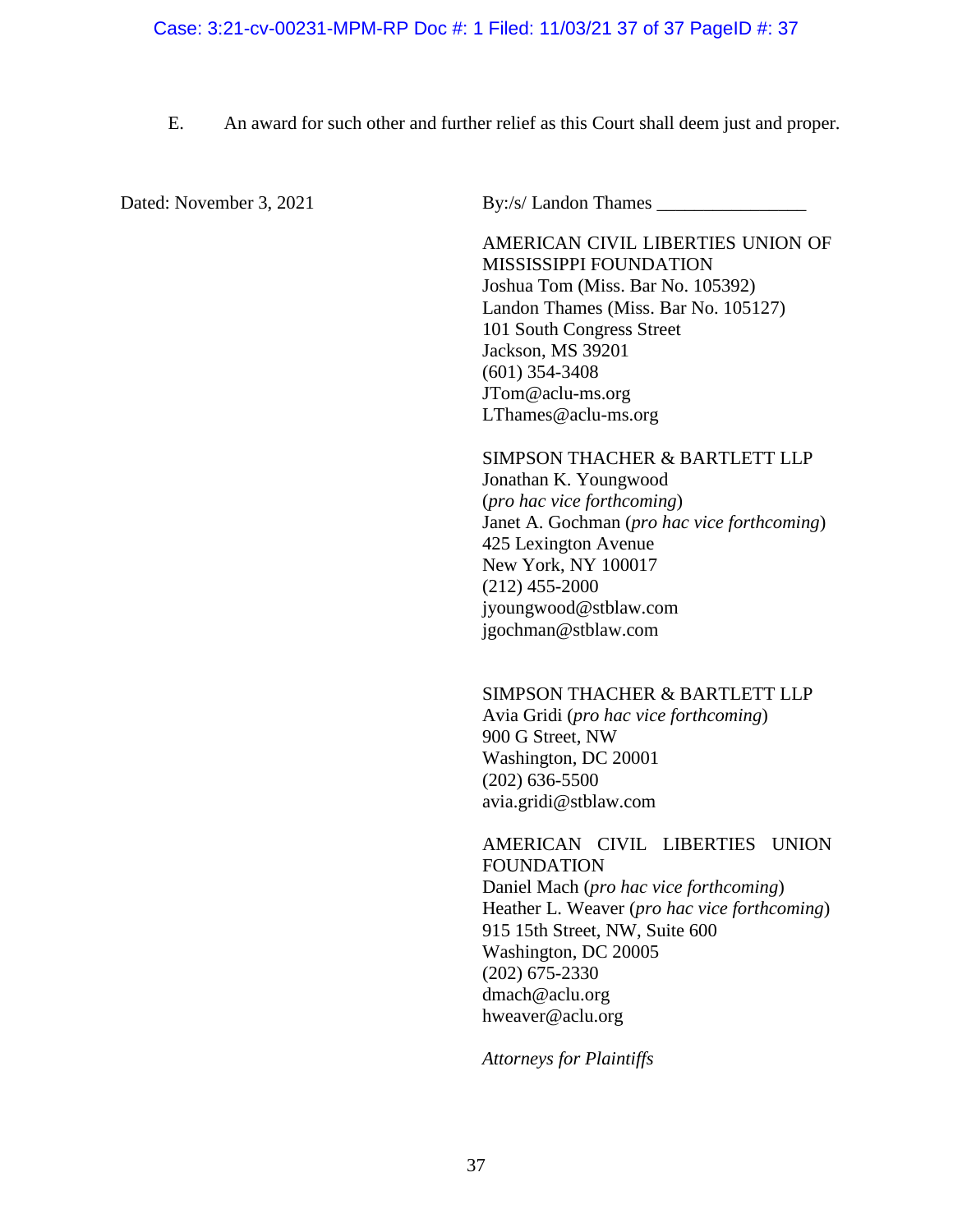E. An award for such other and further relief as this Court shall deem just and proper.

Dated: November 3, 2021

By:/s/ Landon Thames ________________

AMERICAN CIVIL LIBERTIES UNION OF MISSISSIPPI FOUNDATION
Joshua Tom (Miss. Bar No. 105392)
Landon Thames (Miss. Bar No. 105127)
101 South Congress Street
Jackson, MS 39201
(601) 354-3408
JTom@aclu-ms.org
LThames@aclu-ms.org

SIMPSON THACHER & BARTLETT LLP
Jonathan K. Youngwood
(*pro hac vice forthcoming*)
Janet A. Gochman (*pro hac vice forthcoming*)
425 Lexington Avenue
New York, NY 100017
(212) 455-2000
jyoungwood@stblaw.com
jgochman@stblaw.com

SIMPSON THACHER & BARTLETT LLP
Avia Gridi (*pro hac vice forthcoming*)
900 G Street, NW
Washington, DC 20001
(202) 636-5500
avia.gridi@stblaw.com

AMERICAN CIVIL LIBERTIES UNION FOUNDATION
Daniel Mach (*pro hac vice forthcoming*)
Heather L. Weaver (*pro hac vice forthcoming*)
915 15th Street, NW, Suite 600
Washington, DC 20005
(202) 675-2330
dmach@aclu.org
hweaver@aclu.org

*Attorneys for Plaintiffs*